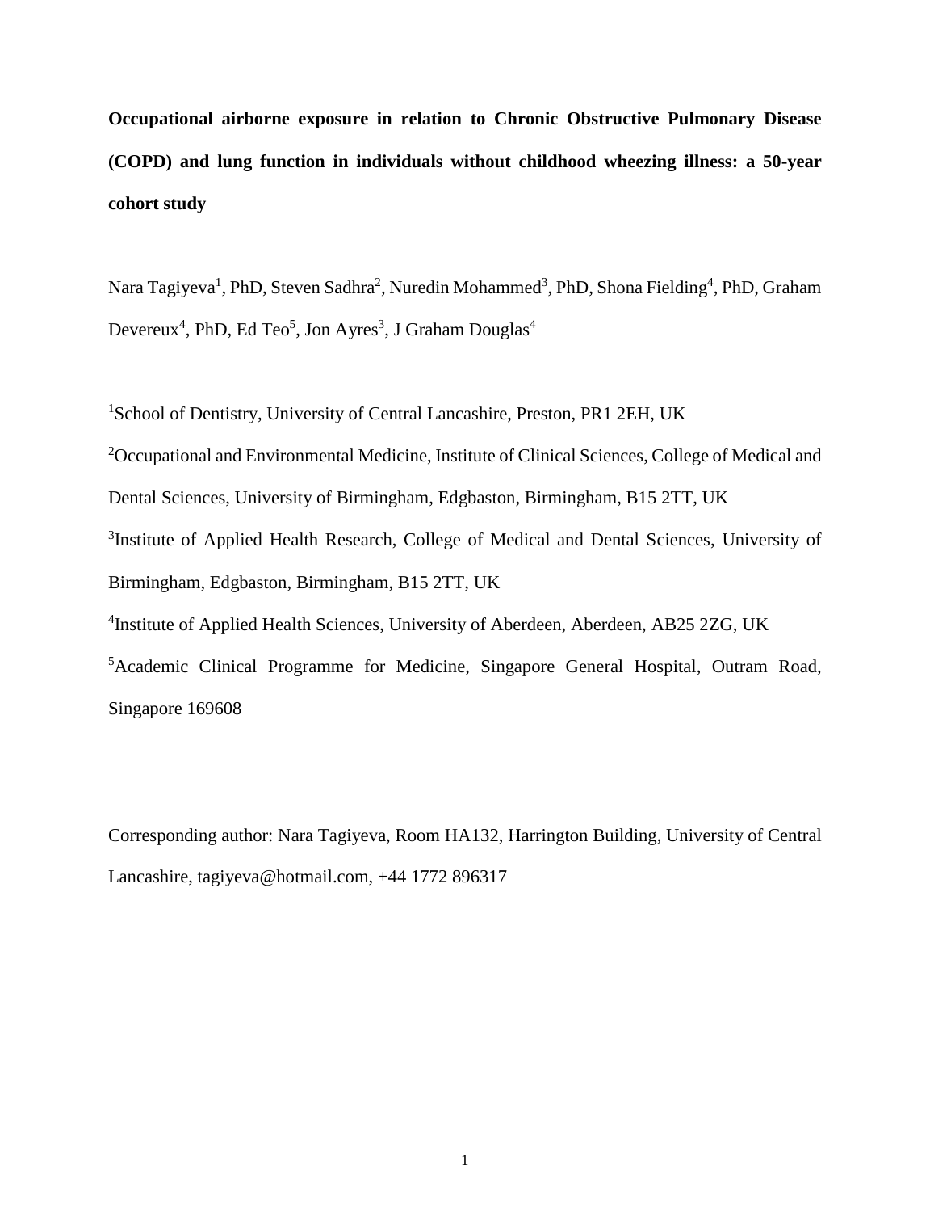# Occupational airborne exposure in relation to Chronic Obstructive Pulmonary Disease (COPD) and lung function in individuals without childhood wheezing illness: a 50-year cohort study

Nara Tagiyeva[1], PhD, Steven Sadhra[2], Nuredin Mohammed[3], PhD, Shona Fielding[4], PhD, Graham Devereux[4], PhD, Ed Teo[5], Jon Ayres[3], J Graham Douglas[4]

[1]School of Dentistry, University of Central Lancashire, Preston, PR1 2EH, UK

[2]Occupational and Environmental Medicine, Institute of Clinical Sciences, College of Medical and Dental Sciences, University of Birmingham, Edgbaston, Birmingham, B15 2TT, UK

[3]Institute of Applied Health Research, College of Medical and Dental Sciences, University of Birmingham, Edgbaston, Birmingham, B15 2TT, UK

[4]Institute of Applied Health Sciences, University of Aberdeen, Aberdeen, AB25 2ZG, UK

[5]Academic Clinical Programme for Medicine, Singapore General Hospital, Outram Road, Singapore 169608

Corresponding author: Nara Tagiyeva, Room HA132, Harrington Building, University of Central Lancashire, tagiyeva@hotmail.com, +44 1772 896317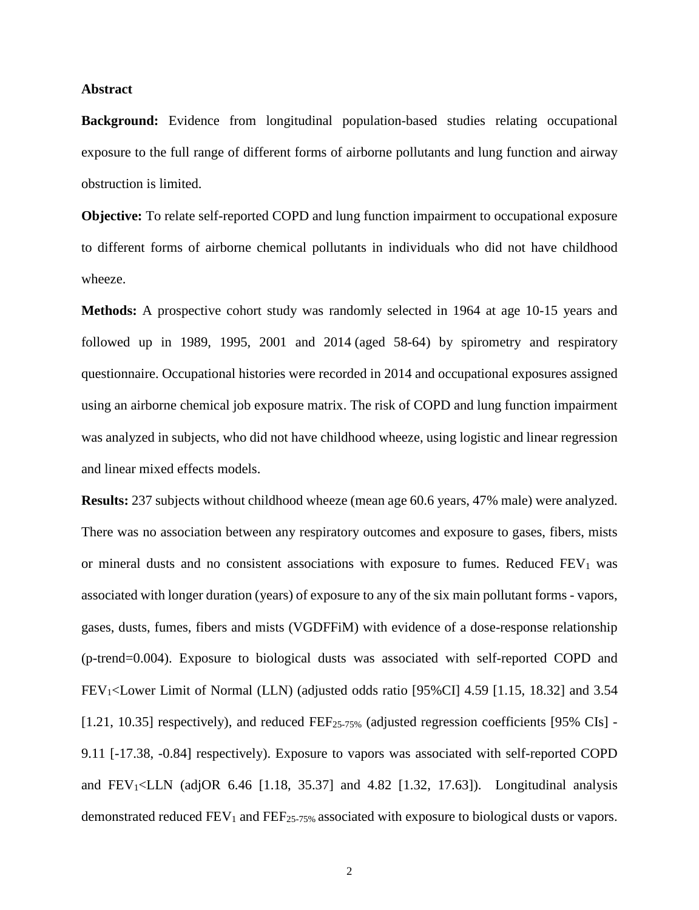**Abstract**

**Background:** Evidence from longitudinal population-based studies relating occupational exposure to the full range of different forms of airborne pollutants and lung function and airway obstruction is limited.

**Objective:** To relate self-reported COPD and lung function impairment to occupational exposure to different forms of airborne chemical pollutants in individuals who did not have childhood wheeze.

**Methods:** A prospective cohort study was randomly selected in 1964 at age 10-15 years and followed up in 1989, 1995, 2001 and 2014 (aged 58-64) by spirometry and respiratory questionnaire. Occupational histories were recorded in 2014 and occupational exposures assigned using an airborne chemical job exposure matrix. The risk of COPD and lung function impairment was analyzed in subjects, who did not have childhood wheeze, using logistic and linear regression and linear mixed effects models.

**Results:** 237 subjects without childhood wheeze (mean age 60.6 years, 47% male) were analyzed. There was no association between any respiratory outcomes and exposure to gases, fibers, mists or mineral dusts and no consistent associations with exposure to fumes. Reduced $FEV_1$ was associated with longer duration (years) of exposure to any of the six main pollutant forms - vapors, gases, dusts, fumes, fibers and mists (VGDFFiM) with evidence of a dose-response relationship (p-trend=0.004). Exposure to biological dusts was associated with self-reported COPD and $FEV_1$<Lower Limit of Normal (LLN) (adjusted odds ratio [95%CI] 4.59 [1.15, 18.32] and 3.54 [1.21, 10.35] respectively), and reduced $FEF_{25\text{-}75\%}$ (adjusted regression coefficients [95% CIs] -9.11 [-17.38, -0.84] respectively). Exposure to vapors was associated with self-reported COPD and $FEV_1$<LLN (adjOR 6.46 [1.18, 35.37] and 4.82 [1.32, 17.63]). Longitudinal analysis demonstrated reduced $FEV_1$ and $FEF_{25\text{-}75\%}$ associated with exposure to biological dusts or vapors.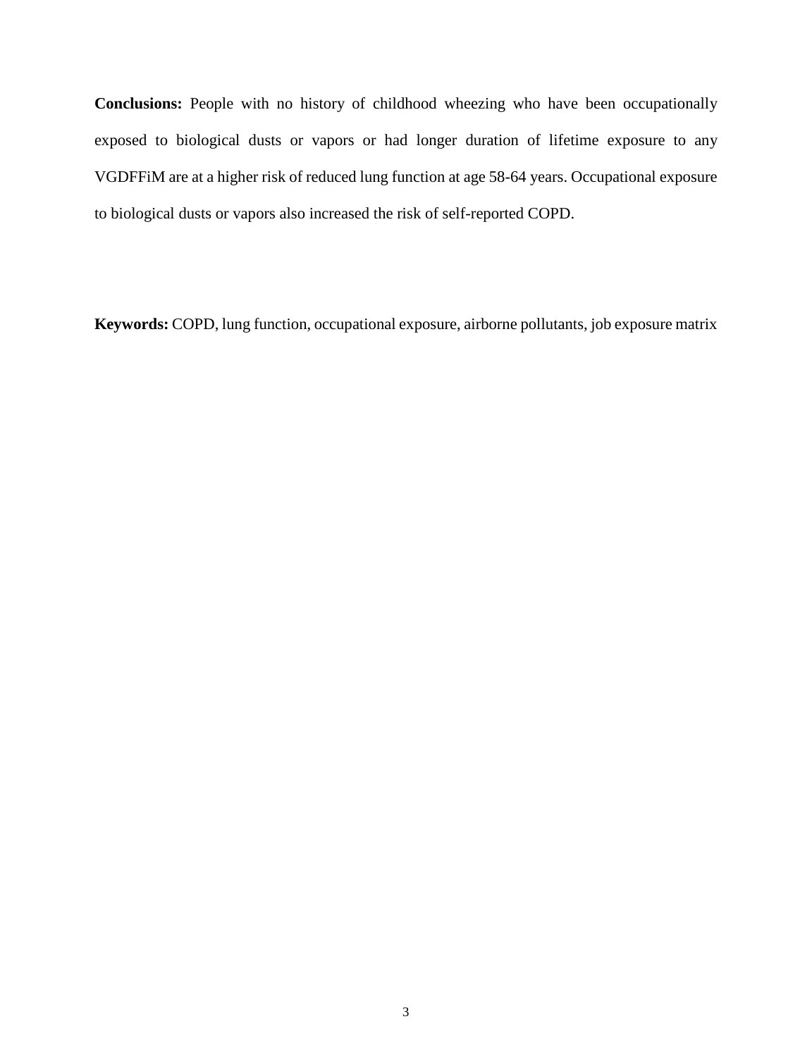**Conclusions:** People with no history of childhood wheezing who have been occupationally exposed to biological dusts or vapors or had longer duration of lifetime exposure to any VGDFFiM are at a higher risk of reduced lung function at age 58-64 years. Occupational exposure to biological dusts or vapors also increased the risk of self-reported COPD.

**Keywords:** COPD, lung function, occupational exposure, airborne pollutants, job exposure matrix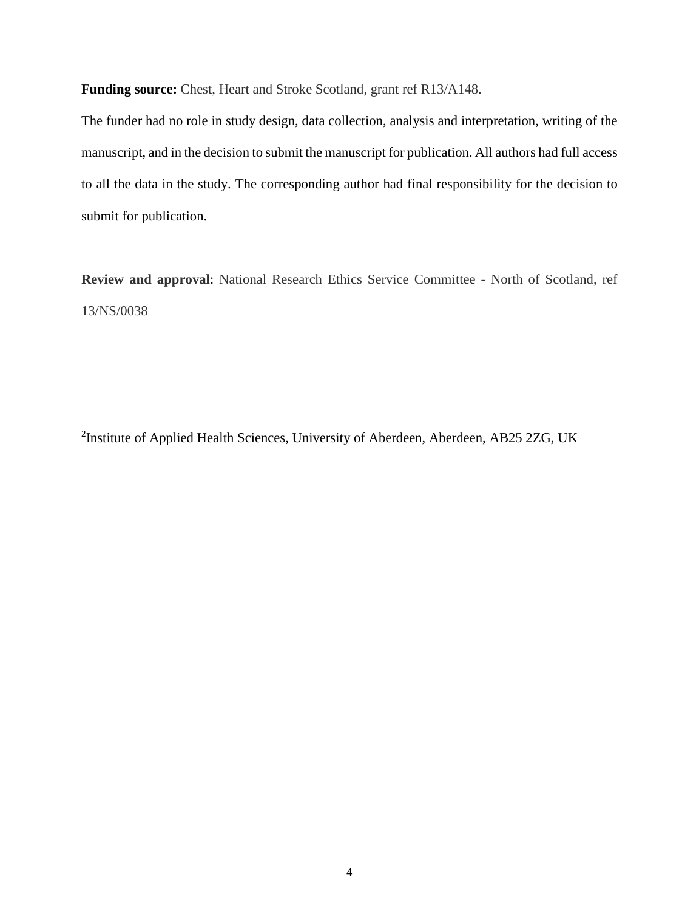**Funding source:** Chest, Heart and Stroke Scotland, grant ref R13/A148.

The funder had no role in study design, data collection, analysis and interpretation, writing of the manuscript, and in the decision to submit the manuscript for publication. All authors had full access to all the data in the study. The corresponding author had final responsibility for the decision to submit for publication.

**Review and approval**: National Research Ethics Service Committee - North of Scotland, ref 13/NS/0038

[2]Institute of Applied Health Sciences, University of Aberdeen, Aberdeen, AB25 2ZG, UK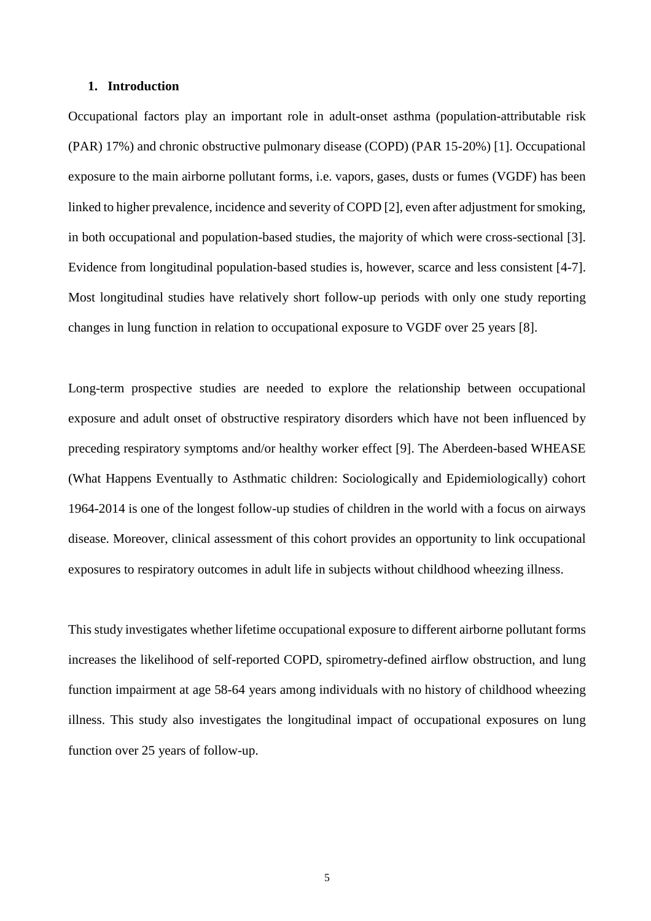## 1. Introduction

Occupational factors play an important role in adult-onset asthma (population-attributable risk (PAR) 17%) and chronic obstructive pulmonary disease (COPD) (PAR 15-20%) [1]. Occupational exposure to the main airborne pollutant forms, i.e. vapors, gases, dusts or fumes (VGDF) has been linked to higher prevalence, incidence and severity of COPD [2], even after adjustment for smoking, in both occupational and population-based studies, the majority of which were cross-sectional [3]. Evidence from longitudinal population-based studies is, however, scarce and less consistent [4-7]. Most longitudinal studies have relatively short follow-up periods with only one study reporting changes in lung function in relation to occupational exposure to VGDF over 25 years [8].

Long-term prospective studies are needed to explore the relationship between occupational exposure and adult onset of obstructive respiratory disorders which have not been influenced by preceding respiratory symptoms and/or healthy worker effect [9]. The Aberdeen-based WHEASE (What Happens Eventually to Asthmatic children: Sociologically and Epidemiologically) cohort 1964-2014 is one of the longest follow-up studies of children in the world with a focus on airways disease. Moreover, clinical assessment of this cohort provides an opportunity to link occupational exposures to respiratory outcomes in adult life in subjects without childhood wheezing illness.

This study investigates whether lifetime occupational exposure to different airborne pollutant forms increases the likelihood of self-reported COPD, spirometry-defined airflow obstruction, and lung function impairment at age 58-64 years among individuals with no history of childhood wheezing illness. This study also investigates the longitudinal impact of occupational exposures on lung function over 25 years of follow-up.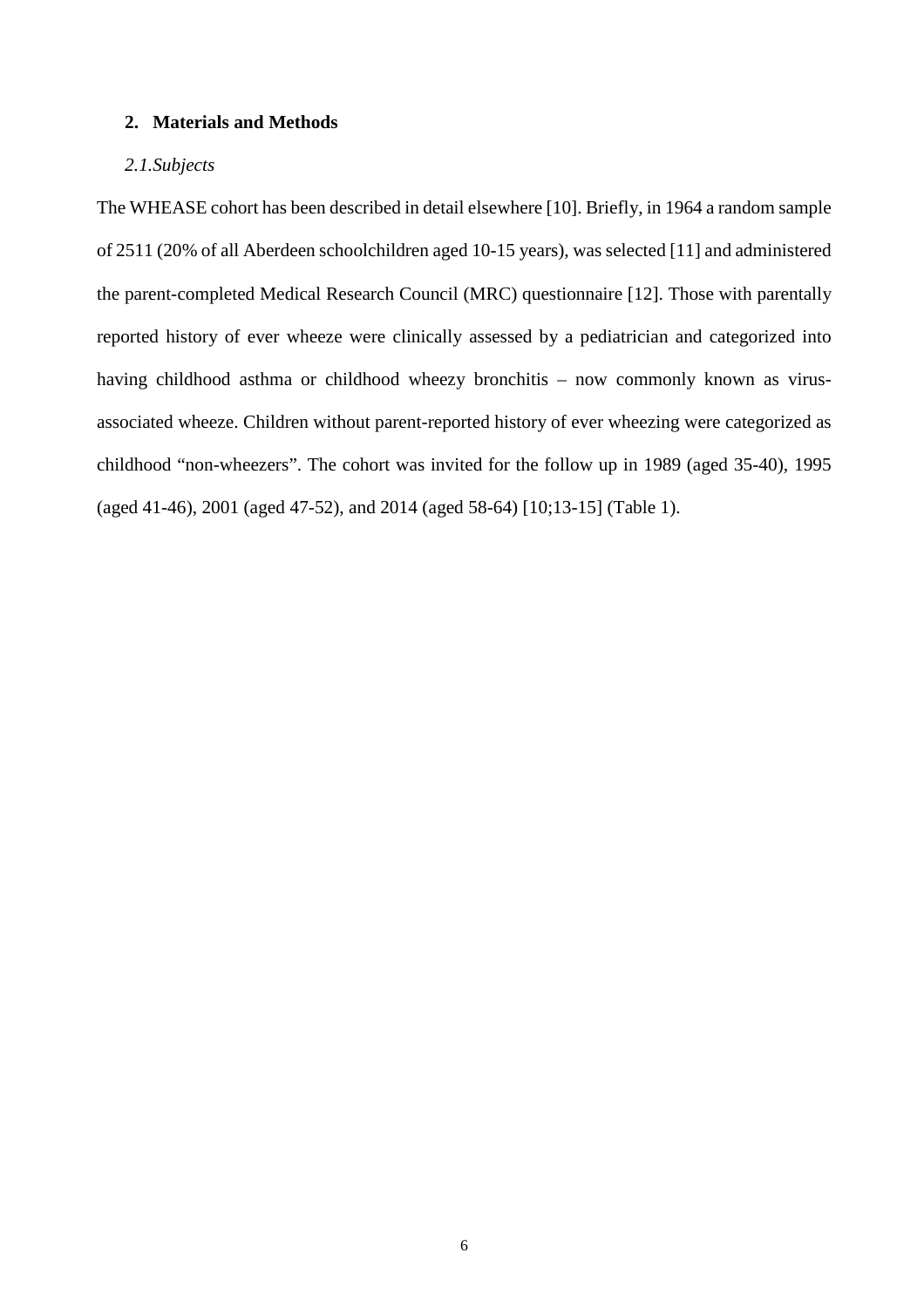## 2. Materials and Methods

### *2.1.Subjects*

The WHEASE cohort has been described in detail elsewhere [10]. Briefly, in 1964 a random sample of 2511 (20% of all Aberdeen schoolchildren aged 10-15 years), was selected [11] and administered the parent-completed Medical Research Council (MRC) questionnaire [12]. Those with parentally reported history of ever wheeze were clinically assessed by a pediatrician and categorized into having childhood asthma or childhood wheezy bronchitis – now commonly known as virus-associated wheeze. Children without parent-reported history of ever wheezing were categorized as childhood "non-wheezers". The cohort was invited for the follow up in 1989 (aged 35-40), 1995 (aged 41-46), 2001 (aged 47-52), and 2014 (aged 58-64) [10;13-15] (Table 1).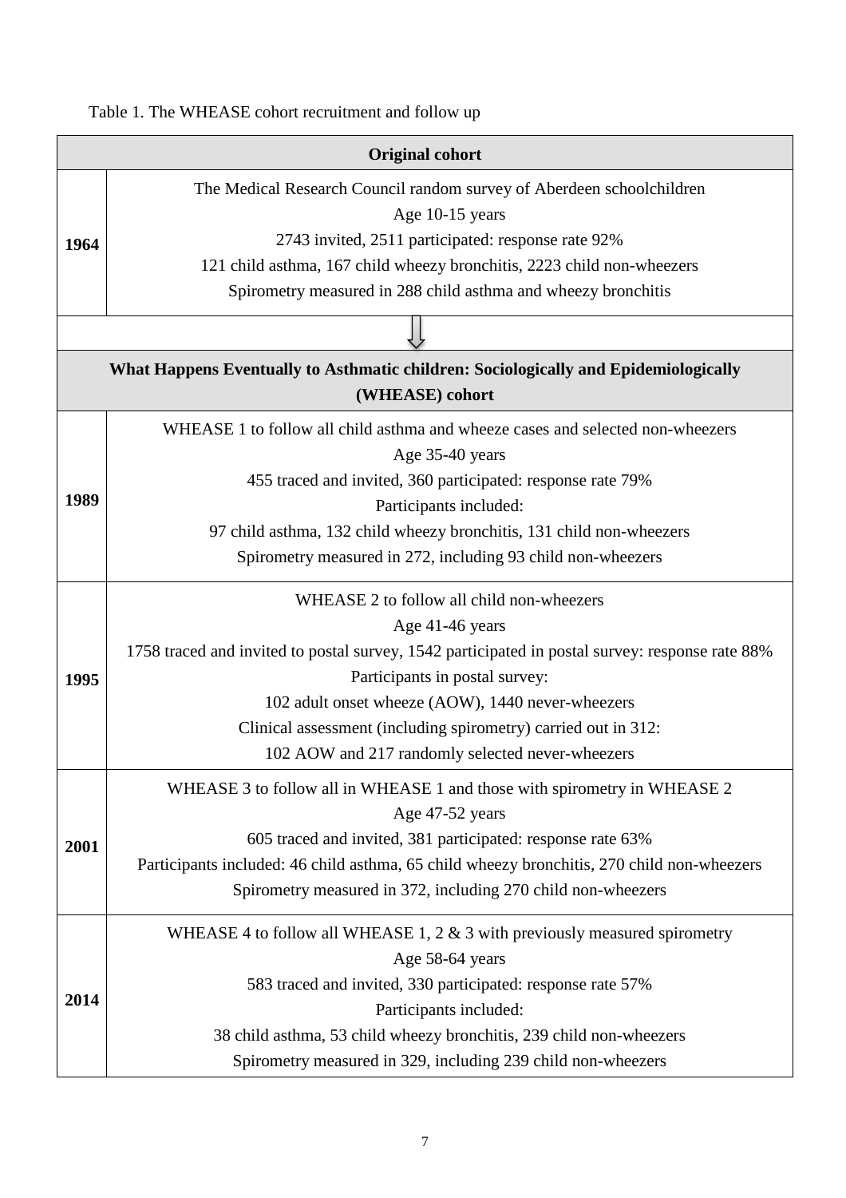Table 1. The WHEASE cohort recruitment and follow up

| **Original cohort** | |
|---|---|
| **1964** | The Medical Research Council random survey of Aberdeen schoolchildren<br>Age 10-15 years<br>2743 invited, 2511 participated: response rate 92%<br>121 child asthma, 167 child wheezy bronchitis, 2223 child non-wheezers<br>Spirometry measured in 288 child asthma and wheezy bronchitis |
| ⇩ | |
| **What Happens Eventually to Asthmatic children: Sociologically and Epidemiologically (WHEASE) cohort** | |
| **1989** | WHEASE 1 to follow all child asthma and wheeze cases and selected non-wheezers<br>Age 35-40 years<br>455 traced and invited, 360 participated: response rate 79%<br>Participants included:<br>97 child asthma, 132 child wheezy bronchitis, 131 child non-wheezers<br>Spirometry measured in 272, including 93 child non-wheezers |
| **1995** | WHEASE 2 to follow all child non-wheezers<br>Age 41-46 years<br>1758 traced and invited to postal survey, 1542 participated in postal survey: response rate 88%<br>Participants in postal survey:<br>102 adult onset wheeze (AOW), 1440 never-wheezers<br>Clinical assessment (including spirometry) carried out in 312:<br>102 AOW and 217 randomly selected never-wheezers |
| **2001** | WHEASE 3 to follow all in WHEASE 1 and those with spirometry in WHEASE 2<br>Age 47-52 years<br>605 traced and invited, 381 participated: response rate 63%<br>Participants included: 46 child asthma, 65 child wheezy bronchitis, 270 child non-wheezers<br>Spirometry measured in 372, including 270 child non-wheezers |
| **2014** | WHEASE 4 to follow all WHEASE 1, 2 & 3 with previously measured spirometry<br>Age 58-64 years<br>583 traced and invited, 330 participated: response rate 57%<br>Participants included:<br>38 child asthma, 53 child wheezy bronchitis, 239 child non-wheezers<br>Spirometry measured in 329, including 239 child non-wheezers |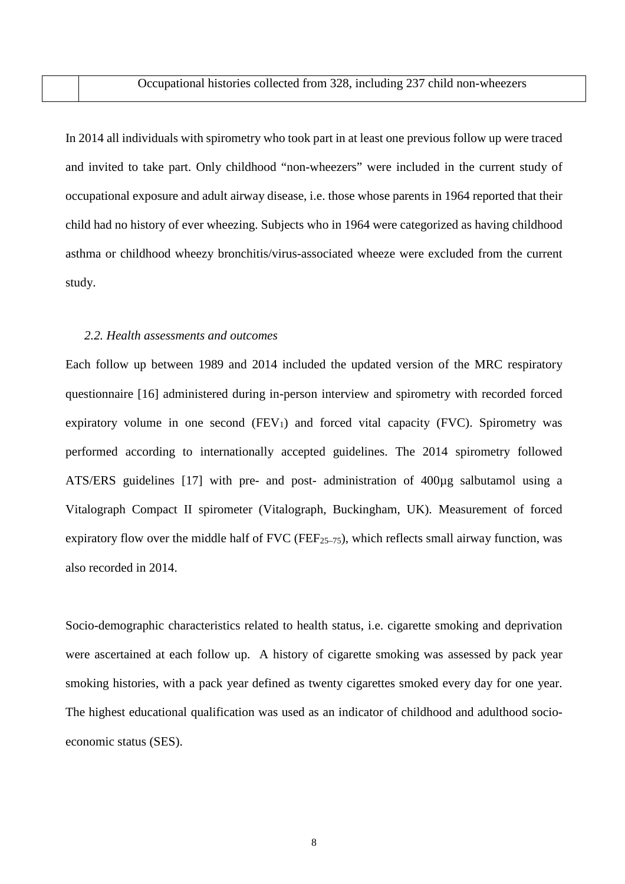| | Occupational histories collected from 328, including 237 child non-wheezers |
|---|---|

In 2014 all individuals with spirometry who took part in at least one previous follow up were traced and invited to take part. Only childhood "non-wheezers" were included in the current study of occupational exposure and adult airway disease, i.e. those whose parents in 1964 reported that their child had no history of ever wheezing. Subjects who in 1964 were categorized as having childhood asthma or childhood wheezy bronchitis/virus-associated wheeze were excluded from the current study.

### *2.2. Health assessments and outcomes*

Each follow up between 1989 and 2014 included the updated version of the MRC respiratory questionnaire [16] administered during in-person interview and spirometry with recorded forced expiratory volume in one second ($FEV_1$) and forced vital capacity (FVC). Spirometry was performed according to internationally accepted guidelines. The 2014 spirometry followed ATS/ERS guidelines [17] with pre- and post- administration of 400µg salbutamol using a Vitalograph Compact II spirometer (Vitalograph, Buckingham, UK). Measurement of forced expiratory flow over the middle half of FVC ($FEF_{25–75}$), which reflects small airway function, was also recorded in 2014.

Socio-demographic characteristics related to health status, i.e. cigarette smoking and deprivation were ascertained at each follow up. A history of cigarette smoking was assessed by pack year smoking histories, with a pack year defined as twenty cigarettes smoked every day for one year. The highest educational qualification was used as an indicator of childhood and adulthood socio-economic status (SES).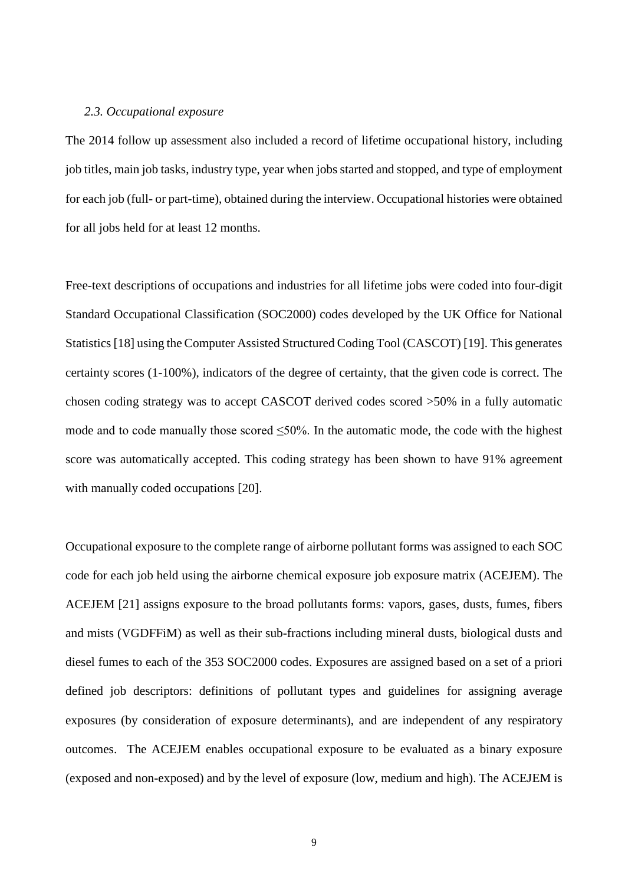### *2.3. Occupational exposure*

The 2014 follow up assessment also included a record of lifetime occupational history, including job titles, main job tasks, industry type, year when jobs started and stopped, and type of employment for each job (full- or part-time), obtained during the interview. Occupational histories were obtained for all jobs held for at least 12 months.

Free-text descriptions of occupations and industries for all lifetime jobs were coded into four-digit Standard Occupational Classification (SOC2000) codes developed by the UK Office for National Statistics [18] using the Computer Assisted Structured Coding Tool (CASCOT) [19]. This generates certainty scores (1-100%), indicators of the degree of certainty, that the given code is correct. The chosen coding strategy was to accept CASCOT derived codes scored >50% in a fully automatic mode and to code manually those scored ≤50%. In the automatic mode, the code with the highest score was automatically accepted. This coding strategy has been shown to have 91% agreement with manually coded occupations [20].

Occupational exposure to the complete range of airborne pollutant forms was assigned to each SOC code for each job held using the airborne chemical exposure job exposure matrix (ACEJEM). The ACEJEM [21] assigns exposure to the broad pollutants forms: vapors, gases, dusts, fumes, fibers and mists (VGDFFiM) as well as their sub-fractions including mineral dusts, biological dusts and diesel fumes to each of the 353 SOC2000 codes. Exposures are assigned based on a set of a priori defined job descriptors: definitions of pollutant types and guidelines for assigning average exposures (by consideration of exposure determinants), and are independent of any respiratory outcomes. The ACEJEM enables occupational exposure to be evaluated as a binary exposure (exposed and non-exposed) and by the level of exposure (low, medium and high). The ACEJEM is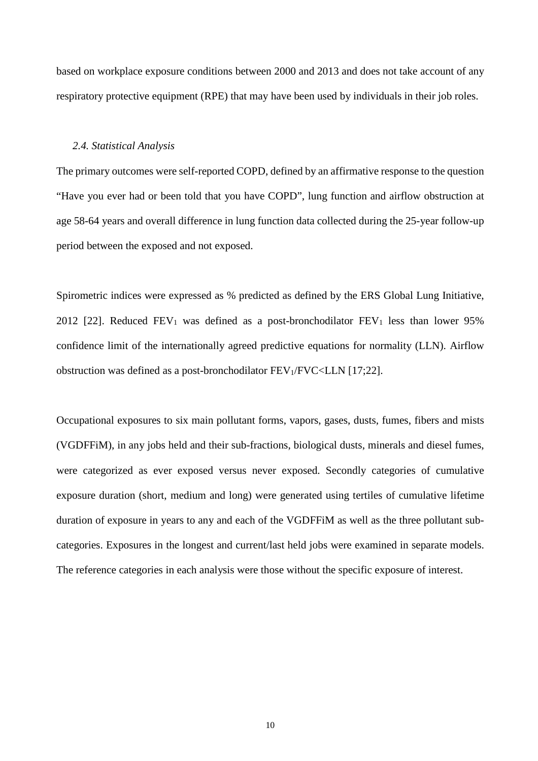based on workplace exposure conditions between 2000 and 2013 and does not take account of any respiratory protective equipment (RPE) that may have been used by individuals in their job roles.

### *2.4. Statistical Analysis*

The primary outcomes were self-reported COPD, defined by an affirmative response to the question "Have you ever had or been told that you have COPD", lung function and airflow obstruction at age 58-64 years and overall difference in lung function data collected during the 25-year follow-up period between the exposed and not exposed.

Spirometric indices were expressed as % predicted as defined by the ERS Global Lung Initiative, 2012 [22]. Reduced $FEV_1$ was defined as a post-bronchodilator $FEV_1$ less than lower 95% confidence limit of the internationally agreed predictive equations for normality (LLN). Airflow obstruction was defined as a post-bronchodilator $FEV_1/FVC<LLN$ [17;22].

Occupational exposures to six main pollutant forms, vapors, gases, dusts, fumes, fibers and mists (VGDFFiM), in any jobs held and their sub-fractions, biological dusts, minerals and diesel fumes, were categorized as ever exposed versus never exposed. Secondly categories of cumulative exposure duration (short, medium and long) were generated using tertiles of cumulative lifetime duration of exposure in years to any and each of the VGDFFiM as well as the three pollutant sub-categories. Exposures in the longest and current/last held jobs were examined in separate models. The reference categories in each analysis were those without the specific exposure of interest.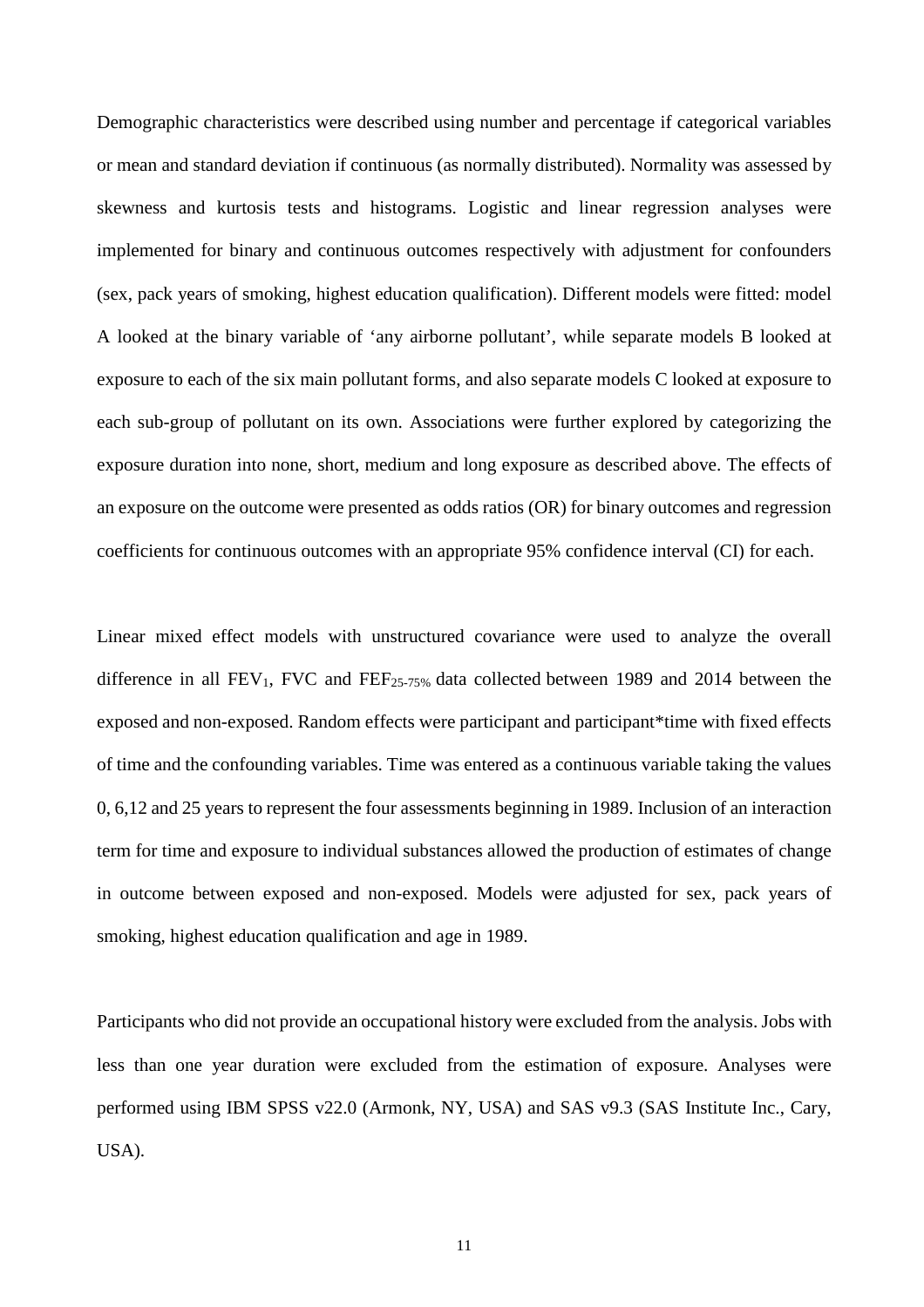Demographic characteristics were described using number and percentage if categorical variables or mean and standard deviation if continuous (as normally distributed). Normality was assessed by skewness and kurtosis tests and histograms. Logistic and linear regression analyses were implemented for binary and continuous outcomes respectively with adjustment for confounders (sex, pack years of smoking, highest education qualification). Different models were fitted: model A looked at the binary variable of 'any airborne pollutant', while separate models B looked at exposure to each of the six main pollutant forms, and also separate models C looked at exposure to each sub-group of pollutant on its own. Associations were further explored by categorizing the exposure duration into none, short, medium and long exposure as described above. The effects of an exposure on the outcome were presented as odds ratios (OR) for binary outcomes and regression coefficients for continuous outcomes with an appropriate 95% confidence interval (CI) for each.

Linear mixed effect models with unstructured covariance were used to analyze the overall difference in all $FEV_1$, FVC and $FEF_{25\text{-}75\%}$ data collected between 1989 and 2014 between the exposed and non-exposed. Random effects were participant and participant*time with fixed effects of time and the confounding variables. Time was entered as a continuous variable taking the values 0, 6,12 and 25 years to represent the four assessments beginning in 1989. Inclusion of an interaction term for time and exposure to individual substances allowed the production of estimates of change in outcome between exposed and non-exposed. Models were adjusted for sex, pack years of smoking, highest education qualification and age in 1989.

Participants who did not provide an occupational history were excluded from the analysis. Jobs with less than one year duration were excluded from the estimation of exposure. Analyses were performed using IBM SPSS v22.0 (Armonk, NY, USA) and SAS v9.3 (SAS Institute Inc., Cary, USA).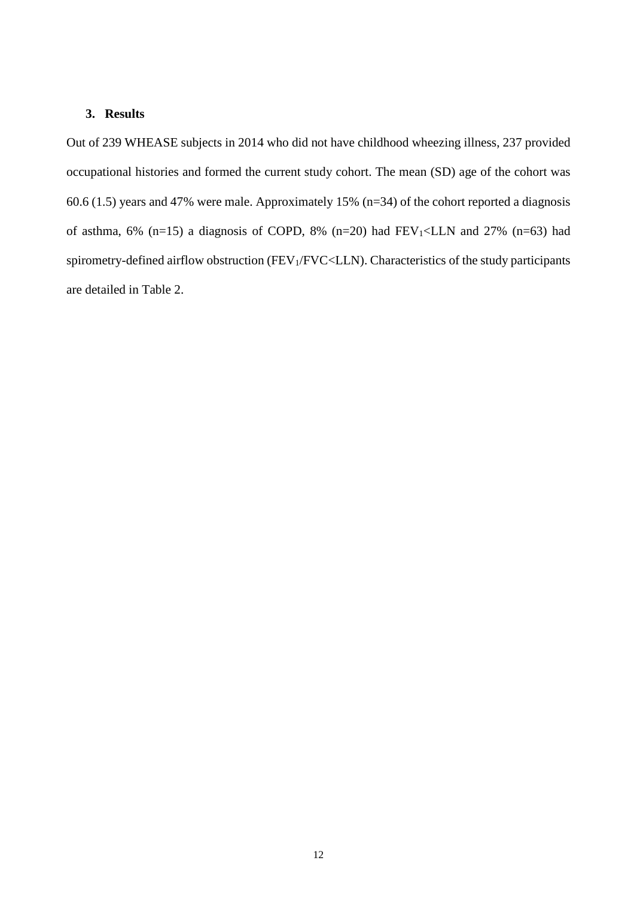## 3. Results

Out of 239 WHEASE subjects in 2014 who did not have childhood wheezing illness, 237 provided occupational histories and formed the current study cohort. The mean (SD) age of the cohort was 60.6 (1.5) years and 47% were male. Approximately 15% (n=34) of the cohort reported a diagnosis of asthma, 6% (n=15) a diagnosis of COPD, 8% (n=20) had $FEV_1$<LLN and 27% (n=63) had spirometry-defined airflow obstruction ($FEV_1$/FVC<LLN). Characteristics of the study participants are detailed in Table 2.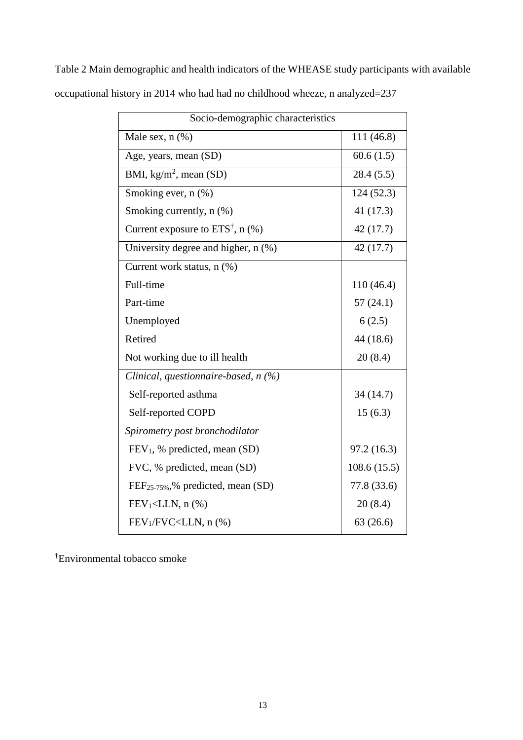Table 2 Main demographic and health indicators of the WHEASE study participants with available occupational history in 2014 who had had no childhood wheeze, n analyzed=237

| Socio-demographic characteristics | |
|---|---|
| Male sex, n (%) | 111 (46.8) |
| Age, years, mean (SD) | 60.6 (1.5) |
| BMI, $kg/m^2$, mean (SD) | 28.4 (5.5) |
| Smoking ever, n (%) | 124 (52.3) |
| Smoking currently, n (%) | 41 (17.3) |
| Current exposure to ETS[†], n (%) | 42 (17.7) |
| University degree and higher, n (%) | 42 (17.7) |
| Current work status, n (%) | |
| Full-time | 110 (46.4) |
| Part-time | 57 (24.1) |
| Unemployed | 6 (2.5) |
| Retired | 44 (18.6) |
| Not working due to ill health | 20 (8.4) |
| *Clinical, questionnaire-based, n (%)* | |
| Self-reported asthma | 34 (14.7) |
| Self-reported COPD | 15 (6.3) |
| *Spirometry post bronchodilator* | |
| $FEV_1$, % predicted, mean (SD) | 97.2 (16.3) |
| FVC, % predicted, mean (SD) | 108.6 (15.5) |
| $FEF_{25-75\%}$,% predicted, mean (SD) | 77.8 (33.6) |
| $FEV_1$<LLN, n (%) | 20 (8.4) |
| $FEV_1$/FVC<LLN, n (%) | 63 (26.6) |

[†]Environmental tobacco smoke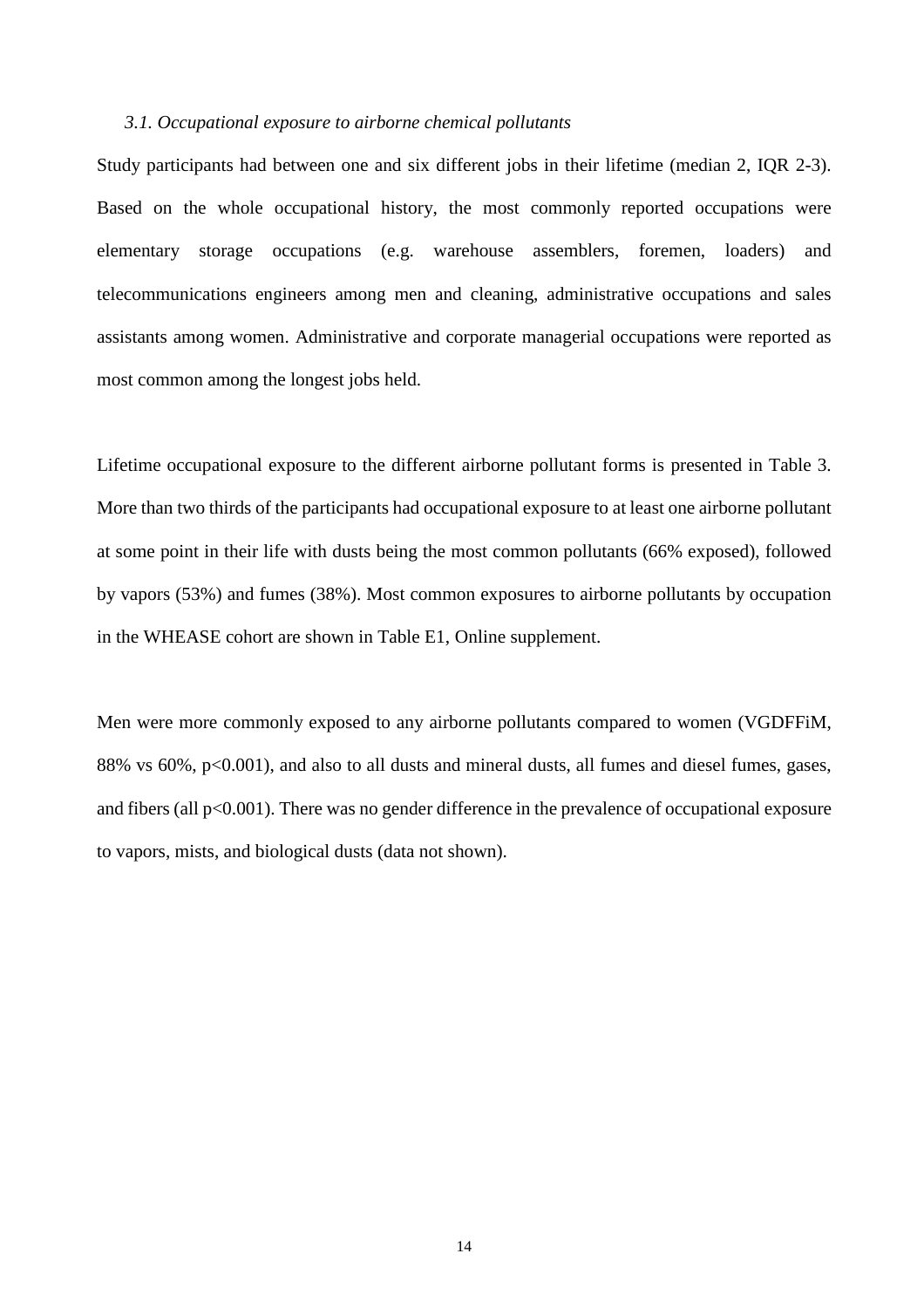### *3.1. Occupational exposure to airborne chemical pollutants*

Study participants had between one and six different jobs in their lifetime (median 2, IQR 2-3). Based on the whole occupational history, the most commonly reported occupations were elementary storage occupations (e.g. warehouse assemblers, foremen, loaders) and telecommunications engineers among men and cleaning, administrative occupations and sales assistants among women. Administrative and corporate managerial occupations were reported as most common among the longest jobs held.

Lifetime occupational exposure to the different airborne pollutant forms is presented in Table 3. More than two thirds of the participants had occupational exposure to at least one airborne pollutant at some point in their life with dusts being the most common pollutants (66% exposed), followed by vapors (53%) and fumes (38%). Most common exposures to airborne pollutants by occupation in the WHEASE cohort are shown in Table E1, Online supplement.

Men were more commonly exposed to any airborne pollutants compared to women (VGDFFiM, 88% vs 60%, $p<0.001$), and also to all dusts and mineral dusts, all fumes and diesel fumes, gases, and fibers (all $p<0.001$). There was no gender difference in the prevalence of occupational exposure to vapors, mists, and biological dusts (data not shown).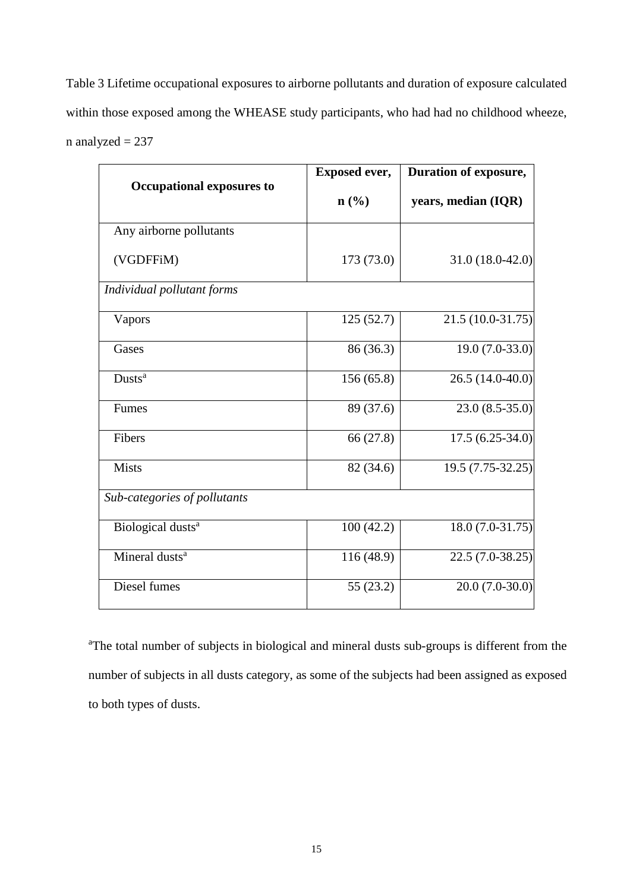Table 3 Lifetime occupational exposures to airborne pollutants and duration of exposure calculated within those exposed among the WHEASE study participants, who had had no childhood wheeze, n analyzed = 237

| **Occupational exposures to** | **Exposed ever, n (%)** | **Duration of exposure, years, median (IQR)** |
|---|---|---|
| Any airborne pollutants (VGDFFiM) | 173 (73.0) | 31.0 (18.0-42.0) |
| *Individual pollutant forms* | | |
| Vapors | 125 (52.7) | 21.5 (10.0-31.75) |
| Gases | 86 (36.3) | 19.0 (7.0-33.0) |
| Dusts[a] | 156 (65.8) | 26.5 (14.0-40.0) |
| Fumes | 89 (37.6) | 23.0 (8.5-35.0) |
| Fibers | 66 (27.8) | 17.5 (6.25-34.0) |
| Mists | 82 (34.6) | 19.5 (7.75-32.25) |
| *Sub-categories of pollutants* | | |
| Biological dusts[a] | 100 (42.2) | 18.0 (7.0-31.75) |
| Mineral dusts[a] | 116 (48.9) | 22.5 (7.0-38.25) |
| Diesel fumes | 55 (23.2) | 20.0 (7.0-30.0) |

[a]The total number of subjects in biological and mineral dusts sub-groups is different from the number of subjects in all dusts category, as some of the subjects had been assigned as exposed to both types of dusts.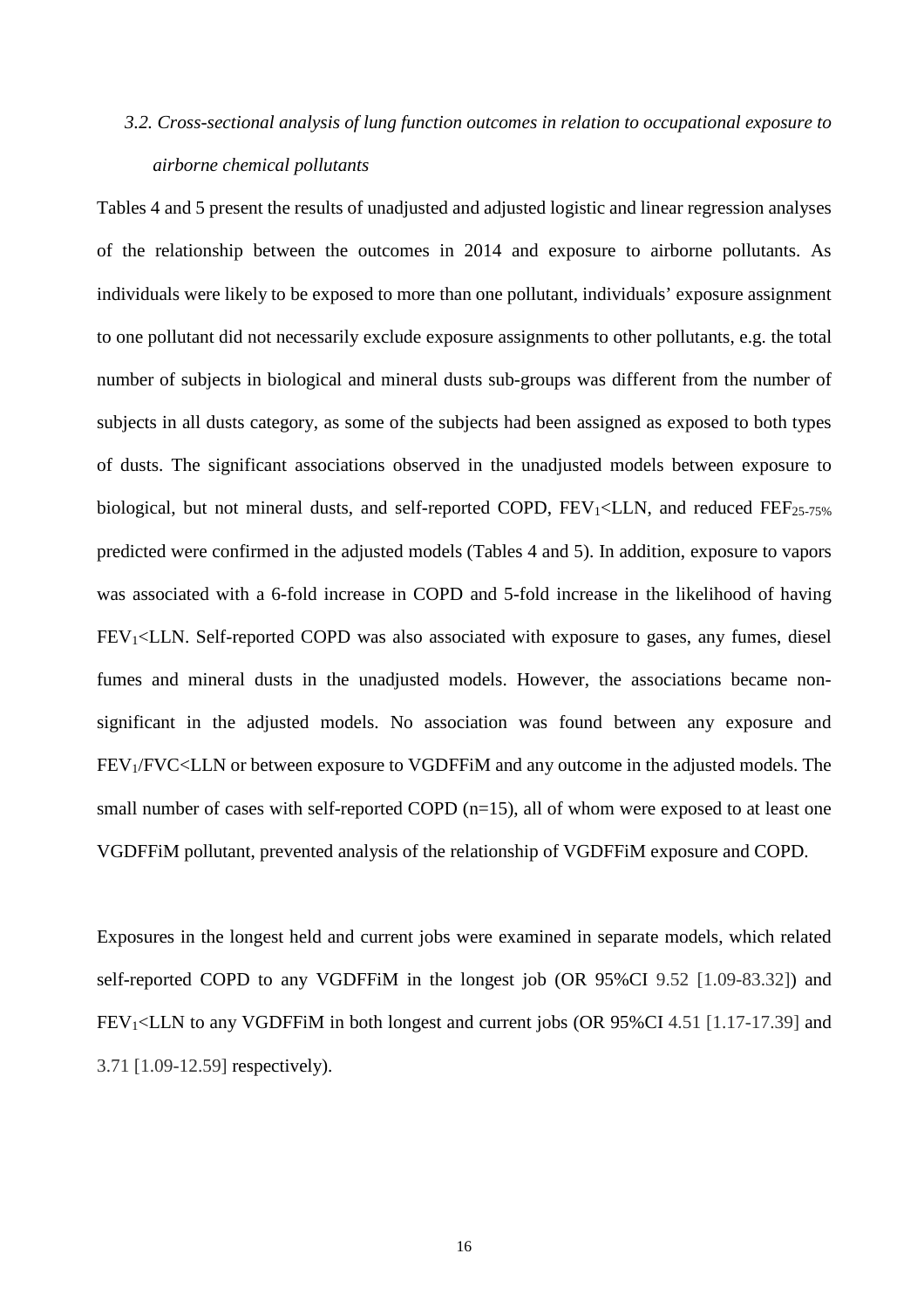### *3.2. Cross-sectional analysis of lung function outcomes in relation to occupational exposure to airborne chemical pollutants*

Tables 4 and 5 present the results of unadjusted and adjusted logistic and linear regression analyses of the relationship between the outcomes in 2014 and exposure to airborne pollutants. As individuals were likely to be exposed to more than one pollutant, individuals' exposure assignment to one pollutant did not necessarily exclude exposure assignments to other pollutants, e.g. the total number of subjects in biological and mineral dusts sub-groups was different from the number of subjects in all dusts category, as some of the subjects had been assigned as exposed to both types of dusts. The significant associations observed in the unadjusted models between exposure to biological, but not mineral dusts, and self-reported COPD, $FEV_1$<LLN, and reduced $FEF_{25\text{-}75\%}$ predicted were confirmed in the adjusted models (Tables 4 and 5). In addition, exposure to vapors was associated with a 6-fold increase in COPD and 5-fold increase in the likelihood of having $FEV_1$<LLN. Self-reported COPD was also associated with exposure to gases, any fumes, diesel fumes and mineral dusts in the unadjusted models. However, the associations became non-significant in the adjusted models. No association was found between any exposure and $FEV_1$/FVC<LLN or between exposure to VGDFFiM and any outcome in the adjusted models. The small number of cases with self-reported COPD (n=15), all of whom were exposed to at least one VGDFFiM pollutant, prevented analysis of the relationship of VGDFFiM exposure and COPD.

Exposures in the longest held and current jobs were examined in separate models, which related self-reported COPD to any VGDFFiM in the longest job (OR 95%CI 9.52 [1.09-83.32]) and $FEV_1$<LLN to any VGDFFiM in both longest and current jobs (OR 95%CI 4.51 [1.17-17.39] and 3.71 [1.09-12.59] respectively).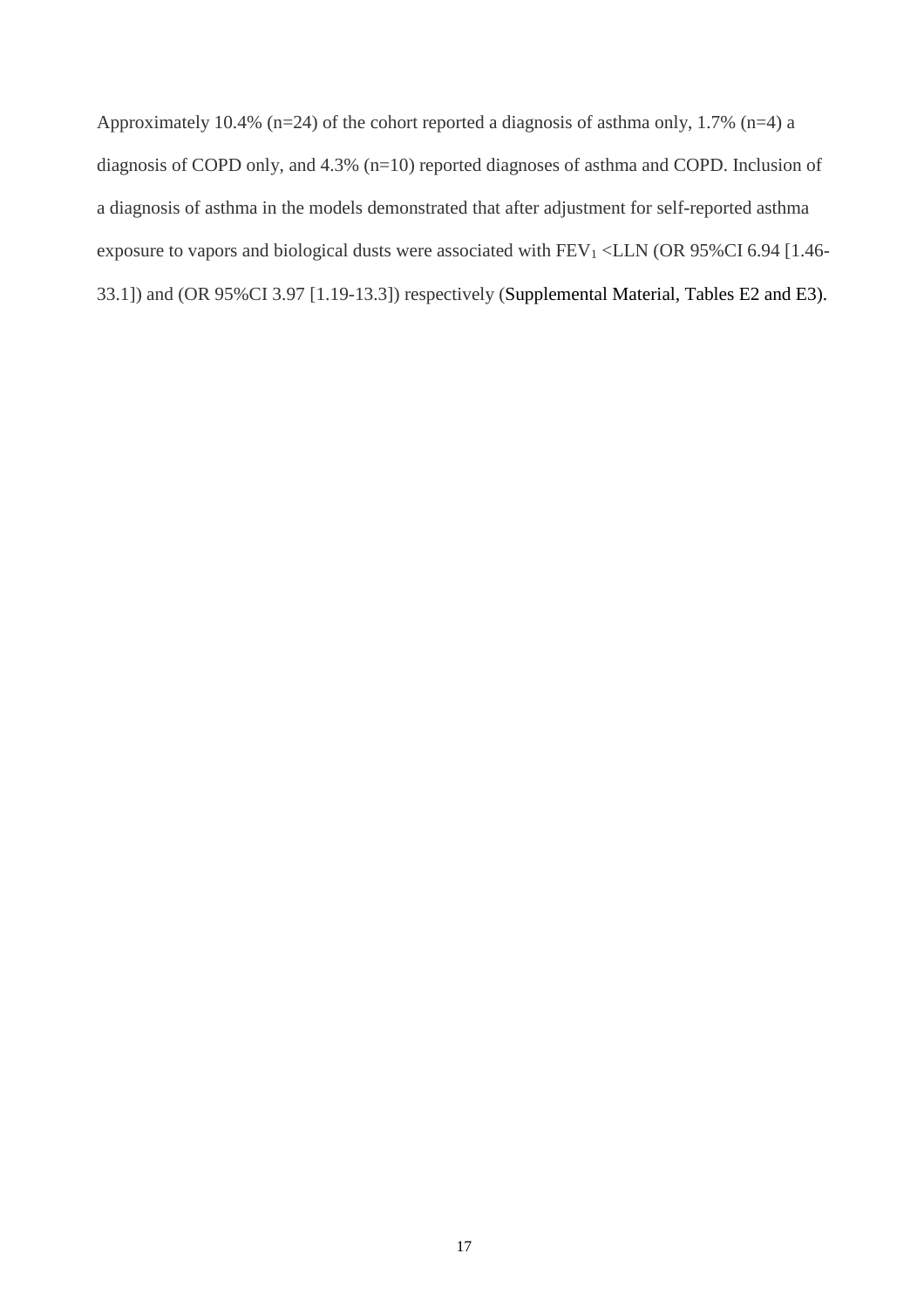Approximately 10.4% (n=24) of the cohort reported a diagnosis of asthma only, 1.7% (n=4) a diagnosis of COPD only, and 4.3% (n=10) reported diagnoses of asthma and COPD. Inclusion of a diagnosis of asthma in the models demonstrated that after adjustment for self-reported asthma exposure to vapors and biological dusts were associated with $FEV_1$ <LLN (OR 95%CI 6.94 [1.46-33.1]) and (OR 95%CI 3.97 [1.19-13.3]) respectively (Supplemental Material, Tables E2 and E3).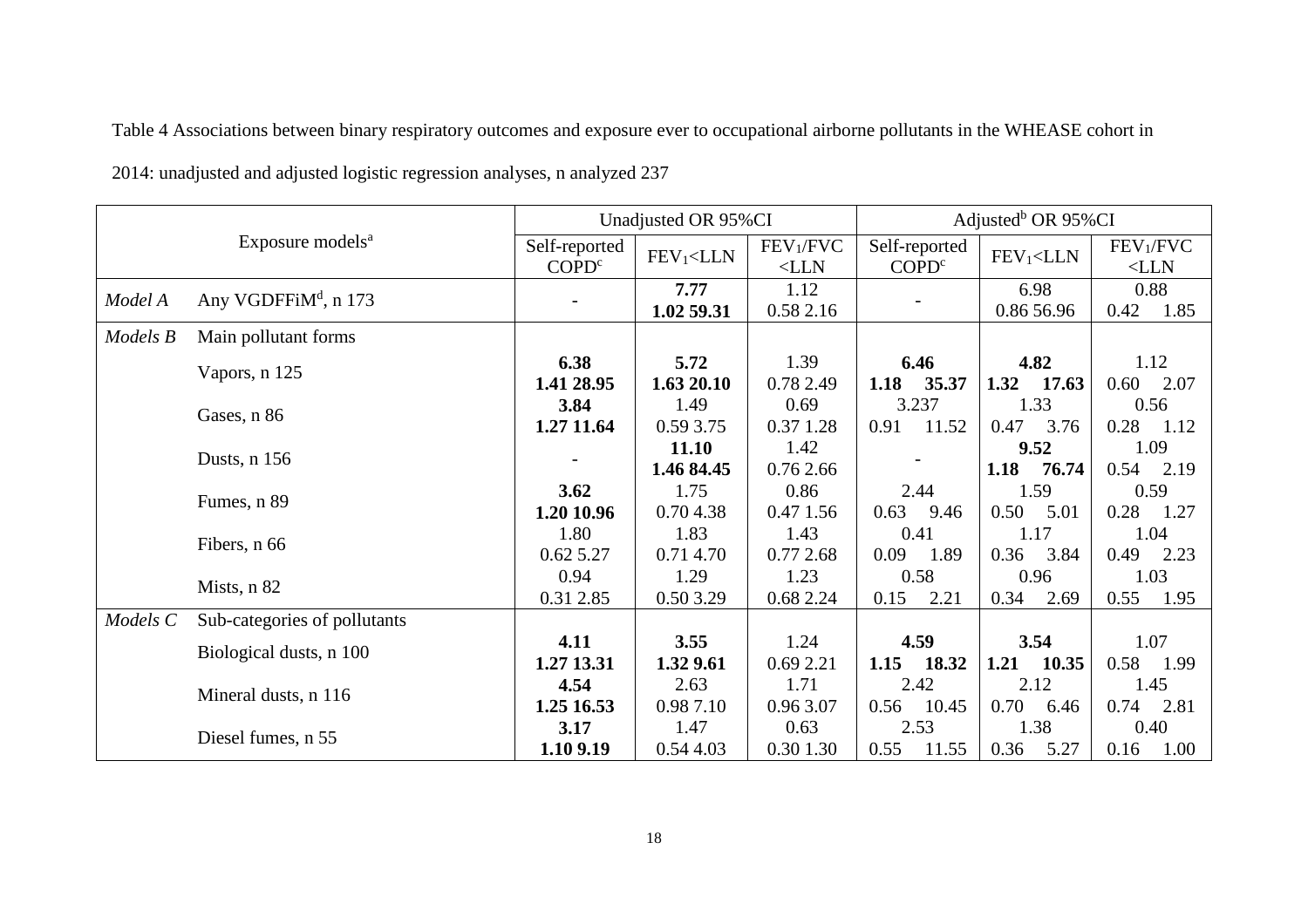Table 4 Associations between binary respiratory outcomes and exposure ever to occupational airborne pollutants in the WHEASE cohort in 2014: unadjusted and adjusted logistic regression analyses, n analyzed 237

| Exposure models[a] | | Unadjusted OR 95%CI | | | Adjusted[b] OR 95%CI | | |
|---|---|---|---|---|---|---|---|
| | | Self-reported COPD[c] | $FEV_1$<LLN | $FEV_1$/FVC <LLN | Self-reported COPD[c] | $FEV_1$<LLN | $FEV_1$/FVC <LLN |
| *Model A* | Any VGDFFiM[d], n 173 | - | **7.77 1.02 59.31** | 1.12 0.58 2.16 | - | 6.98 0.86 56.96 | 0.88 0.42 1.85 |
| *Models B* | Main pollutant forms | | | | | | |
| | Vapors, n 125 | **6.38 1.41 28.95** | **5.72 1.63 20.10** | 1.39 0.78 2.49 | **6.46 1.18 35.37** | **4.82 1.32 17.63** | 1.12 0.60 2.07 |
| | Gases, n 86 | **3.84 1.27 11.64** | 1.49 0.59 3.75 | 0.69 0.37 1.28 | 3.237 0.91 11.52 | 1.33 0.47 3.76 | 0.56 0.28 1.12 |
| | Dusts, n 156 | - | **11.10 1.46 84.45** | 1.42 0.76 2.66 | - | **9.52 1.18 76.74** | 1.09 0.54 2.19 |
| | Fumes, n 89 | **3.62 1.20 10.96** | 1.75 0.70 4.38 | 0.86 0.47 1.56 | 2.44 0.63 9.46 | 1.59 0.50 5.01 | 0.59 0.28 1.27 |
| | Fibers, n 66 | 1.80 0.62 5.27 | 1.83 0.71 4.70 | 1.43 0.77 2.68 | 0.41 0.09 1.89 | 1.17 0.36 3.84 | 1.04 0.49 2.23 |
| | Mists, n 82 | 0.94 0.31 2.85 | 1.29 0.50 3.29 | 1.23 0.68 2.24 | 0.58 0.15 2.21 | 0.96 0.34 2.69 | 1.03 0.55 1.95 |
| *Models C* | Sub-categories of pollutants | | | | | | |
| | Biological dusts, n 100 | **4.11 1.27 13.31** | **3.55 1.32 9.61** | 1.24 0.69 2.21 | **4.59 1.15 18.32** | **3.54 1.21 10.35** | 1.07 0.58 1.99 |
| | Mineral dusts, n 116 | **4.54 1.25 16.53** | 2.63 0.98 7.10 | 1.71 0.96 3.07 | 2.42 0.56 10.45 | 2.12 0.70 6.46 | 1.45 0.74 2.81 |
| | Diesel fumes, n 55 | **3.17 1.10 9.19** | 1.47 0.54 4.03 | 0.63 0.30 1.30 | 2.53 0.55 11.55 | 1.38 0.36 5.27 | 0.40 0.16 1.00 |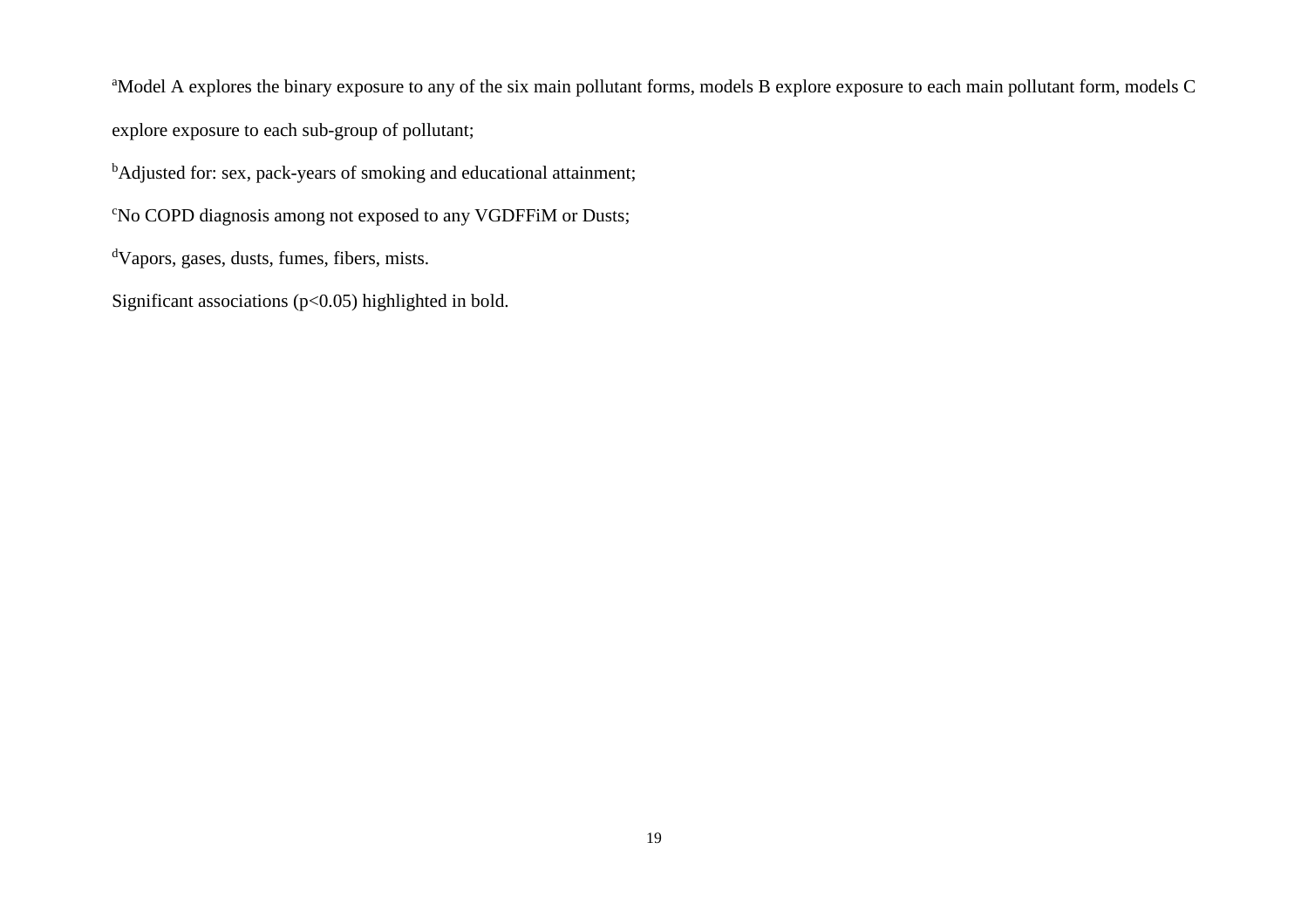[a]Model A explores the binary exposure to any of the six main pollutant forms, models B explore exposure to each main pollutant form, models C explore exposure to each sub-group of pollutant;

[b]Adjusted for: sex, pack-years of smoking and educational attainment;

[c]No COPD diagnosis among not exposed to any VGDFFiM or Dusts;

[d]Vapors, gases, dusts, fumes, fibers, mists.

Significant associations ($p<0.05$) highlighted in bold.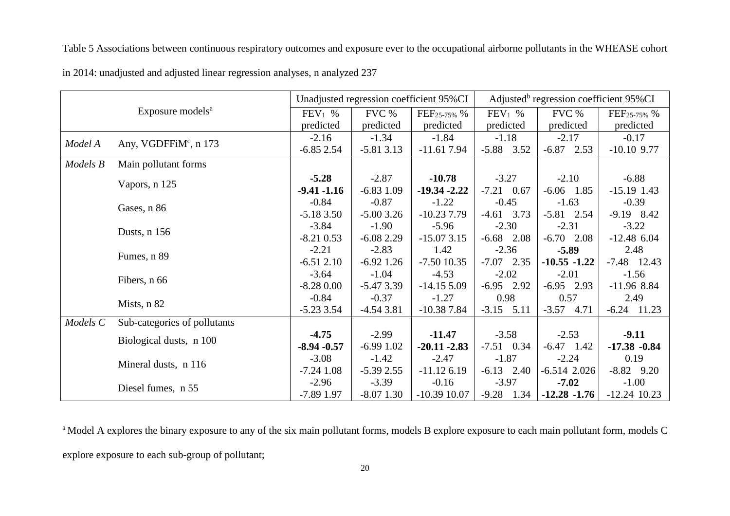Table 5 Associations between continuous respiratory outcomes and exposure ever to the occupational airborne pollutants in the WHEASE cohort in 2014: unadjusted and adjusted linear regression analyses, n analyzed 237

| Exposure models[a] | | Unadjusted regression coefficient 95%CI | | | Adjusted[b] regression coefficient 95%CI | | |
|---|---|---|---|---|---|---|---|
| | | $FEV_1$ % predicted | FVC % predicted | $FEF_{25\text{-}75\%}$ % predicted | $FEV_1$ % predicted | FVC % predicted | $FEF_{25\text{-}75\%}$ % predicted |
| *Model A* | Any, VGDFFiM[c], n 173 | -2.16<br>-6.85 2.54 | -1.34<br>-5.81 3.13 | -1.84<br>-11.61 7.94 | -1.18<br>-5.88 3.52 | -2.17<br>-6.87 2.53 | -0.17<br>-10.10 9.77 |
| *Models B* | Main pollutant forms | | | | | | |
| | Vapors, n 125 | **-5.28**<br>**-9.41 -1.16** | -2.87<br>-6.83 1.09 | **-10.78**<br>**-19.34 -2.22** | -3.27<br>-7.21 0.67 | -2.10<br>-6.06 1.85 | -6.88<br>-15.19 1.43 |
| | Gases, n 86 | -0.84<br>-5.18 3.50 | -0.87<br>-5.00 3.26 | -1.22<br>-10.23 7.79 | -0.45<br>-4.61 3.73 | -1.63<br>-5.81 2.54 | -0.39<br>-9.19 8.42 |
| | Dusts, n 156 | -3.84<br>-8.21 0.53 | -1.90<br>-6.08 2.29 | -5.96<br>-15.07 3.15 | -2.30<br>-6.68 2.08 | -2.31<br>-6.70 2.08 | -3.22<br>-12.48 6.04 |
| | Fumes, n 89 | -2.21<br>-6.51 2.10 | -2.83<br>-6.92 1.26 | 1.42<br>-7.50 10.35 | -2.36<br>-7.07 2.35 | **-5.89**<br>**-10.55 -1.22** | 2.48<br>-7.48 12.43 |
| | Fibers, n 66 | -3.64<br>-8.28 0.00 | -1.04<br>-5.47 3.39 | -4.53<br>-14.15 5.09 | -2.02<br>-6.95 2.92 | -2.01<br>-6.95 2.93 | -1.56<br>-11.96 8.84 |
| | Mists, n 82 | -0.84<br>-5.23 3.54 | -0.37<br>-4.54 3.81 | -1.27<br>-10.38 7.84 | 0.98<br>-3.15 5.11 | 0.57<br>-3.57 4.71 | 2.49<br>-6.24 11.23 |
| *Models C* | Sub-categories of pollutants | | | | | | |
| | Biological dusts, n 100 | **-4.75**<br>**-8.94 -0.57** | -2.99<br>-6.99 1.02 | **-11.47**<br>**-20.11 -2.83** | -3.58<br>-7.51 0.34 | -2.53<br>-6.47 1.42 | **-9.11**<br>**-17.38 -0.84** |
| | Mineral dusts, n 116 | -3.08<br>-7.24 1.08 | -1.42<br>-5.39 2.55 | -2.47<br>-11.12 6.19 | -1.87<br>-6.13 2.40 | -2.24<br>-6.514 2.026 | 0.19<br>-8.82 9.20 |
| | Diesel fumes, n 55 | -2.96<br>-7.89 1.97 | -3.39<br>-8.07 1.30 | -0.16<br>-10.39 10.07 | -3.97<br>-9.28 1.34 | **-7.02**<br>**-12.28 -1.76** | -1.00<br>-12.24 10.23 |

[a] Model A explores the binary exposure to any of the six main pollutant forms, models B explore exposure to each main pollutant form, models C explore exposure to each sub-group of pollutant;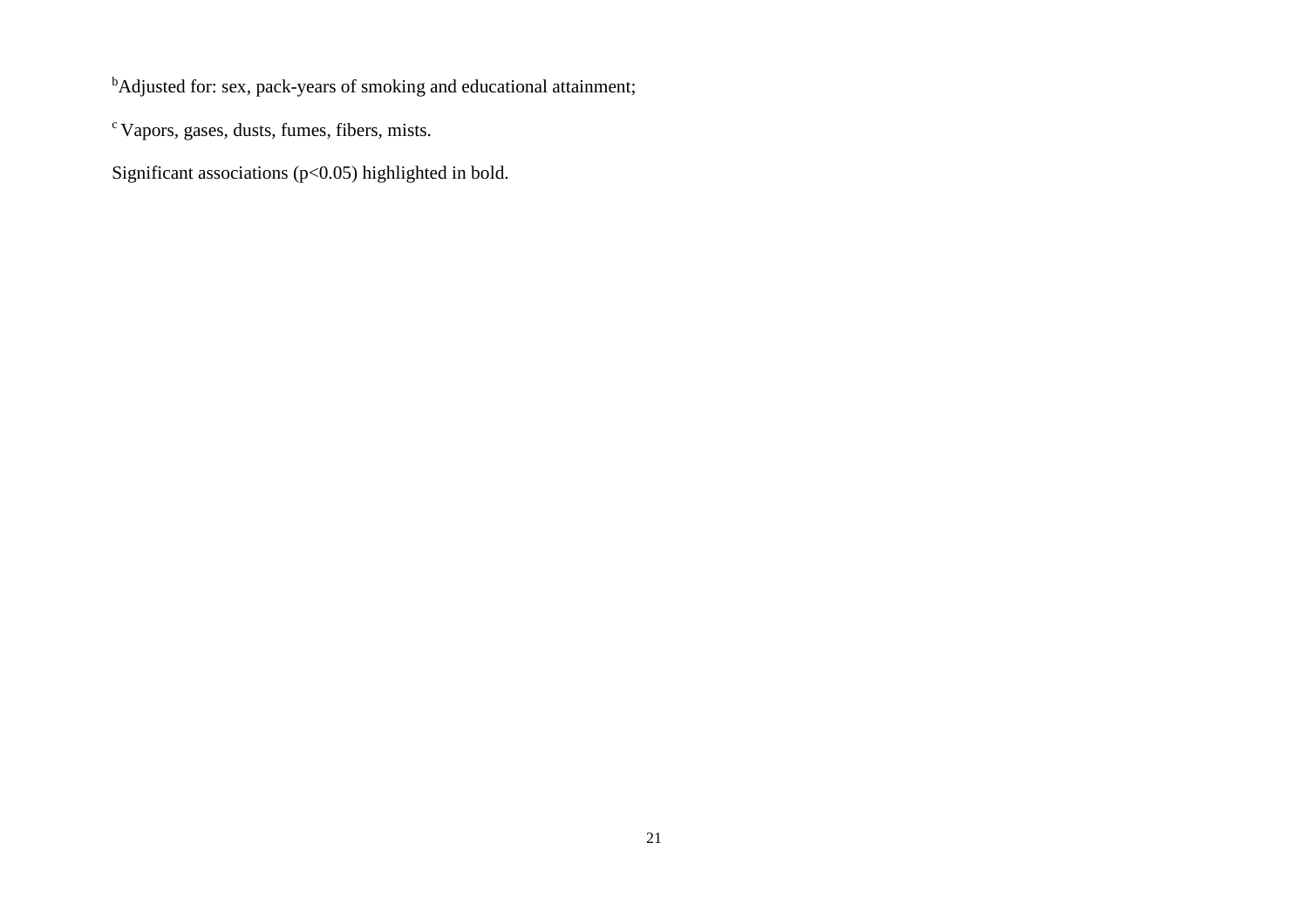[b]Adjusted for: sex, pack-years of smoking and educational attainment;

[c] Vapors, gases, dusts, fumes, fibers, mists.

Significant associations ($p<0.05$) highlighted in bold.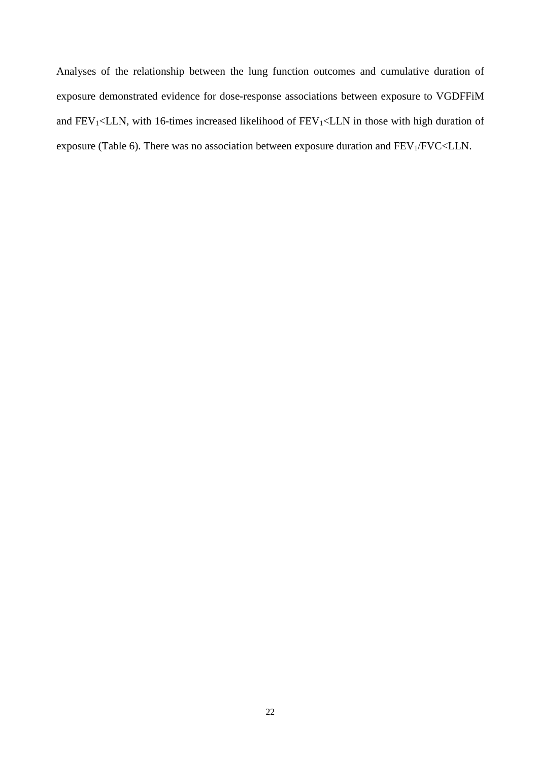Analyses of the relationship between the lung function outcomes and cumulative duration of exposure demonstrated evidence for dose-response associations between exposure to VGDFFiM and $FEV_1$<LLN, with 16-times increased likelihood of $FEV_1$<LLN in those with high duration of exposure (Table 6). There was no association between exposure duration and $FEV_1$/FVC<LLN.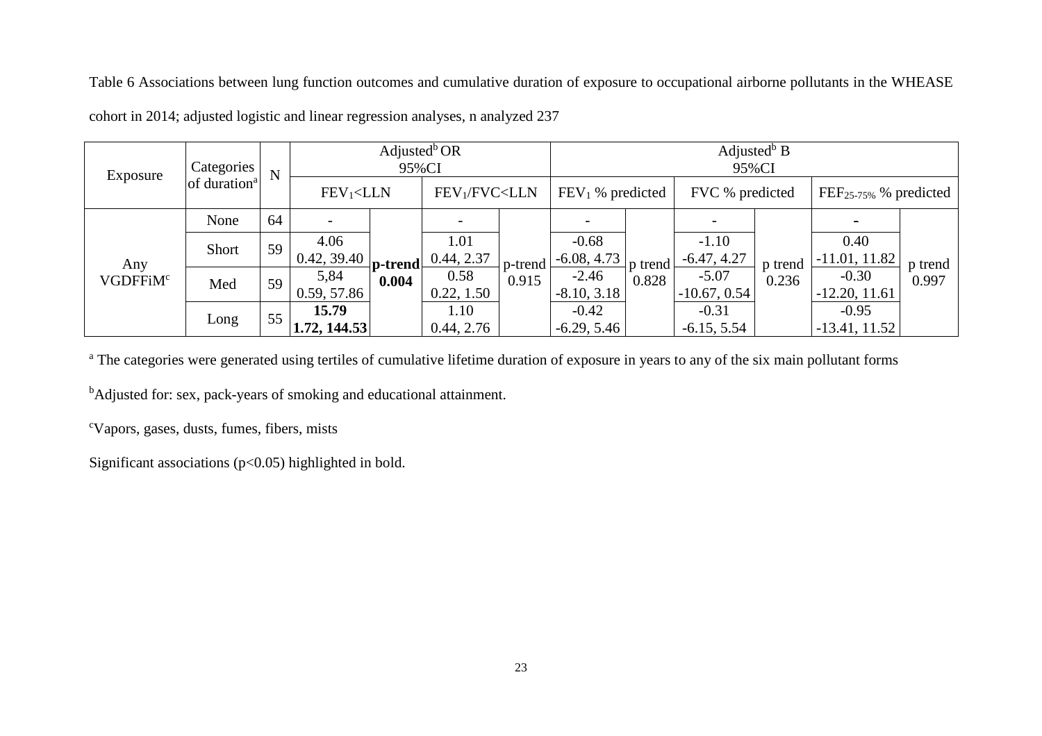Table 6 Associations between lung function outcomes and cumulative duration of exposure to occupational airborne pollutants in the WHEASE cohort in 2014; adjusted logistic and linear regression analyses, n analyzed 237

| Exposure | Categories of duration[a] | N | Adjusted[b] OR 95%CI | | | | Adjusted[b] B 95%CI | | | | | |
|---|---|---|---|---|---|---|---|---|---|---|---|---|
| | | | $FEV_1$<LLN | | $FEV_1$/FVC<LLN | | $FEV_1$ % predicted | | FVC % predicted | | $FEF_{25-75\%}$ % predicted | |
| Any VGDFFiM[c] | None | 64 | - | **p-trend 0.004** | - | p-trend 0.915 | - | p trend 0.828 | - | p trend 0.236 | - | p trend 0.997 |
| | Short | 59 | 4.06 0.42, 39.40 | | 1.01 0.44, 2.37 | | -0.68 -6.08, 4.73 | | -1.10 -6.47, 4.27 | | 0.40 -11.01, 11.82 | |
| | Med | 59 | 5,84 0.59, 57.86 | | 0.58 0.22, 1.50 | | -2.46 -8.10, 3.18 | | -5.07 -10.67, 0.54 | | -0.30 -12.20, 11.61 | |
| | Long | 55 | **15.79 1.72, 144.53** | | 1.10 0.44, 2.76 | | -0.42 -6.29, 5.46 | | -0.31 -6.15, 5.54 | | -0.95 -13.41, 11.52 | |

[a] The categories were generated using tertiles of cumulative lifetime duration of exposure in years to any of the six main pollutant forms

[b]Adjusted for: sex, pack-years of smoking and educational attainment.

[c]Vapors, gases, dusts, fumes, fibers, mists

Significant associations ($p<0.05$) highlighted in bold.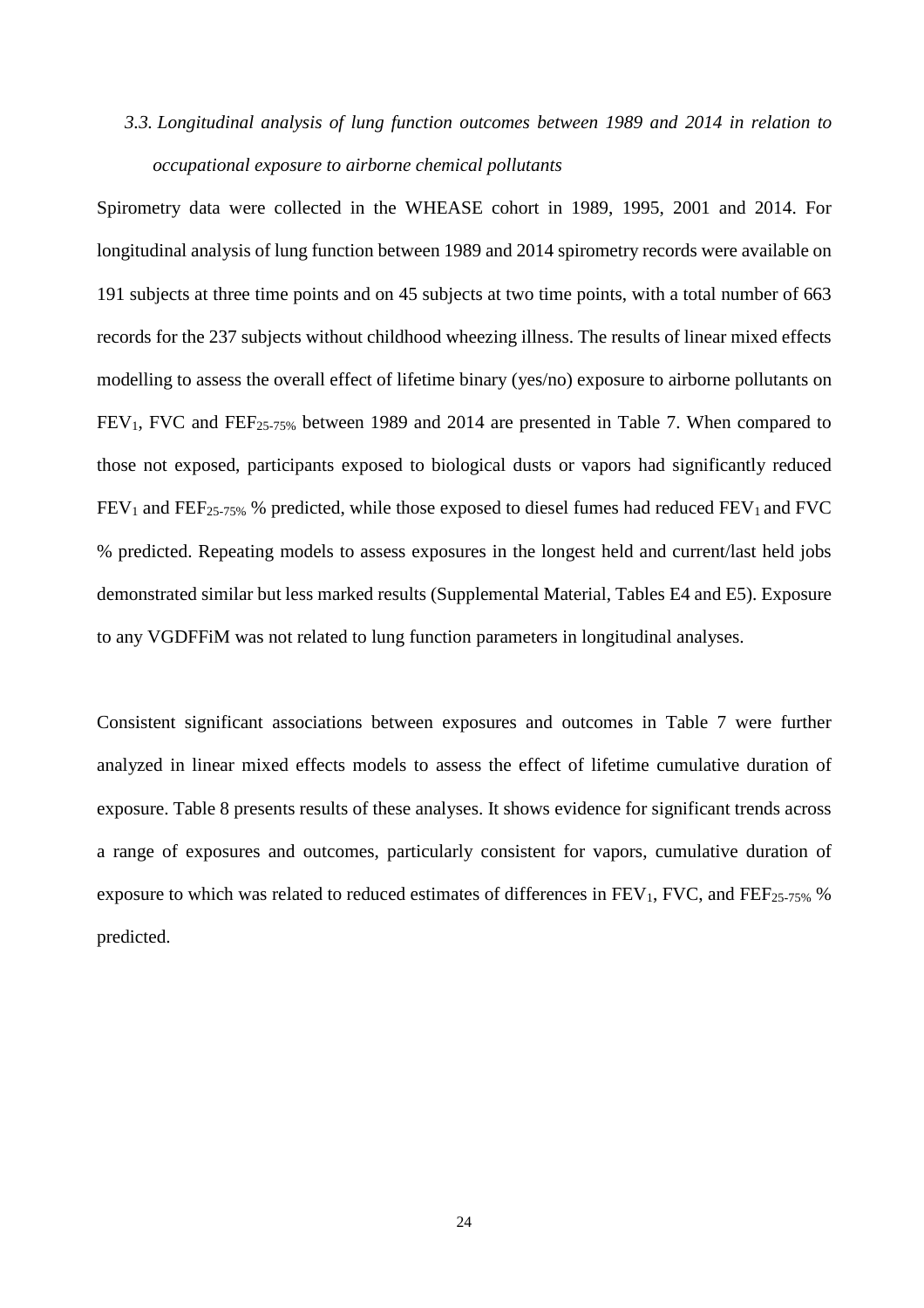### *3.3. Longitudinal analysis of lung function outcomes between 1989 and 2014 in relation to occupational exposure to airborne chemical pollutants*

Spirometry data were collected in the WHEASE cohort in 1989, 1995, 2001 and 2014. For longitudinal analysis of lung function between 1989 and 2014 spirometry records were available on 191 subjects at three time points and on 45 subjects at two time points, with a total number of 663 records for the 237 subjects without childhood wheezing illness. The results of linear mixed effects modelling to assess the overall effect of lifetime binary (yes/no) exposure to airborne pollutants on $FEV_1$, FVC and $FEF_{25\text{-}75\%}$ between 1989 and 2014 are presented in Table 7. When compared to those not exposed, participants exposed to biological dusts or vapors had significantly reduced $FEV_1$ and $FEF_{25\text{-}75\%}$ % predicted, while those exposed to diesel fumes had reduced $FEV_1$ and FVC % predicted. Repeating models to assess exposures in the longest held and current/last held jobs demonstrated similar but less marked results (Supplemental Material, Tables E4 and E5). Exposure to any VGDFFiM was not related to lung function parameters in longitudinal analyses.

Consistent significant associations between exposures and outcomes in Table 7 were further analyzed in linear mixed effects models to assess the effect of lifetime cumulative duration of exposure. Table 8 presents results of these analyses. It shows evidence for significant trends across a range of exposures and outcomes, particularly consistent for vapors, cumulative duration of exposure to which was related to reduced estimates of differences in $FEV_1$, FVC, and $FEF_{25\text{-}75\%}$ % predicted.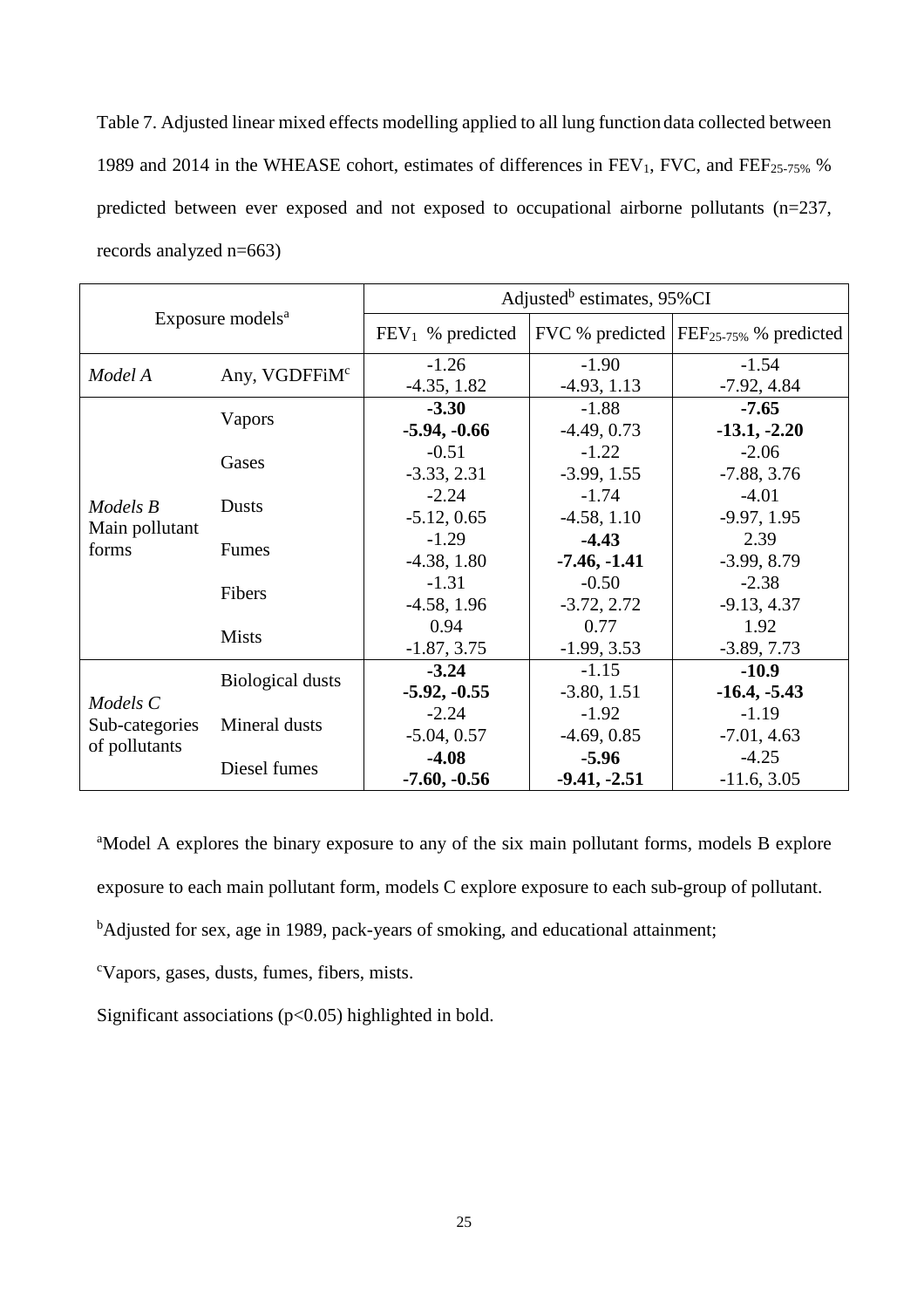Table 7. Adjusted linear mixed effects modelling applied to all lung function data collected between 1989 and 2014 in the WHEASE cohort, estimates of differences in $FEV_1$, FVC, and $FEF_{25\text{-}75\%}$ % predicted between ever exposed and not exposed to occupational airborne pollutants (n=237, records analyzed n=663)

| Exposure models[a] | | Adjusted[b] estimates, 95%CI | | |
|---|---|---|---|---|
| | | $FEV_1$ % predicted | FVC % predicted | $FEF_{25\text{-}75\%}$ % predicted |
| *Model A* | Any, VGDFFiM[c] | -1.26<br>-4.35, 1.82 | -1.90<br>-4.93, 1.13 | -1.54<br>-7.92, 4.84 |
| *Models B* Main pollutant forms | Vapors | **-3.30**<br>**-5.94, -0.66** | -1.88<br>-4.49, 0.73 | **-7.65**<br>**-13.1, -2.20** |
| | Gases | -0.51<br>-3.33, 2.31 | -1.22<br>-3.99, 1.55 | -2.06<br>-7.88, 3.76 |
| | Dusts | -2.24<br>-5.12, 0.65 | -1.74<br>-4.58, 1.10 | -4.01<br>-9.97, 1.95 |
| | Fumes | -1.29<br>-4.38, 1.80 | **-4.43**<br>**-7.46, -1.41** | 2.39<br>-3.99, 8.79 |
| | Fibers | -1.31<br>-4.58, 1.96 | -0.50<br>-3.72, 2.72 | -2.38<br>-9.13, 4.37 |
| | Mists | 0.94<br>-1.87, 3.75 | 0.77<br>-1.99, 3.53 | 1.92<br>-3.89, 7.73 |
| *Models C* Sub-categories of pollutants | Biological dusts | **-3.24**<br>**-5.92, -0.55** | -1.15<br>-3.80, 1.51 | **-10.9**<br>**-16.4, -5.43** |
| | Mineral dusts | -2.24<br>-5.04, 0.57 | -1.92<br>-4.69, 0.85 | -1.19<br>-7.01, 4.63 |
| | Diesel fumes | **-4.08**<br>**-7.60, -0.56** | **-5.96**<br>**-9.41, -2.51** | -4.25<br>-11.6, 3.05 |

[a]Model A explores the binary exposure to any of the six main pollutant forms, models B explore exposure to each main pollutant form, models C explore exposure to each sub-group of pollutant.

[b]Adjusted for sex, age in 1989, pack-years of smoking, and educational attainment;

[c]Vapors, gases, dusts, fumes, fibers, mists.

Significant associations ($p<0.05$) highlighted in bold.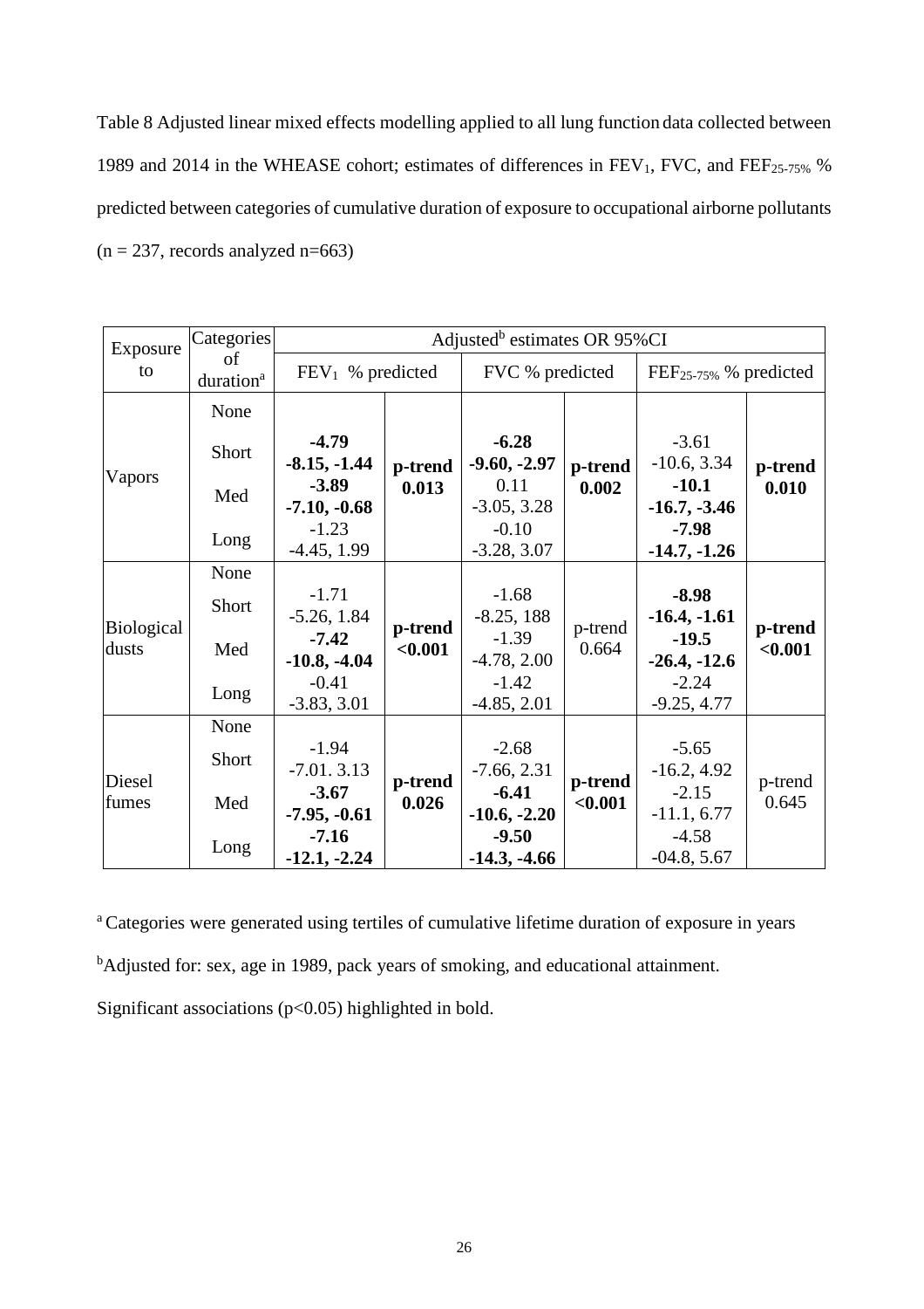Table 8 Adjusted linear mixed effects modelling applied to all lung function data collected between 1989 and 2014 in the WHEASE cohort; estimates of differences in $FEV_1$, FVC, and $FEF_{25\text{-}75\%}$ % predicted between categories of cumulative duration of exposure to occupational airborne pollutants (n = 237, records analyzed n=663)

| Exposure to | Categories of duration[a] | Adjusted[b] estimates OR 95%CI | | | | | |
|---|---|---|---|---|---|---|---|
| | | $FEV_1$ % predicted | | FVC % predicted | | $FEF_{25\text{-}75\%}$ % predicted | |
| Vapors | None | | **p-trend 0.013** | | **p-trend 0.002** | | **p-trend 0.010** |
| | Short | **-4.79 -8.15, -1.44** | | **-6.28 -9.60, -2.97** | | -3.61 -10.6, 3.34 | |
| | Med | **-3.89 -7.10, -0.68** | | 0.11 -3.05, 3.28 | | **-10.1 -16.7, -3.46** | |
| | Long | -1.23 -4.45, 1.99 | | -0.10 -3.28, 3.07 | | **-7.98 -14.7, -1.26** | |
| Biological dusts | None | | **p-trend <0.001** | | p-trend 0.664 | | **p-trend <0.001** |
| | Short | -1.71 -5.26, 1.84 | | -1.68 -8.25, 188 | | **-8.98 -16.4, -1.61** | |
| | Med | **-7.42 -10.8, -4.04** | | -1.39 -4.78, 2.00 | | **-19.5 -26.4, -12.6** | |
| | Long | -0.41 -3.83, 3.01 | | -1.42 -4.85, 2.01 | | -2.24 -9.25, 4.77 | |
| Diesel fumes | None | | **p-trend 0.026** | | **p-trend <0.001** | | p-trend 0.645 |
| | Short | -1.94 -7.01. 3.13 | | -2.68 -7.66, 2.31 | | -5.65 -16.2, 4.92 | |
| | Med | **-3.67 -7.95, -0.61** | | **-6.41 -10.6, -2.20** | | -2.15 -11.1, 6.77 | |
| | Long | **-7.16 -12.1, -2.24** | | **-9.50 -14.3, -4.66** | | -4.58 -04.8, 5.67 | |

[a] Categories were generated using tertiles of cumulative lifetime duration of exposure in years

[b] Adjusted for: sex, age in 1989, pack years of smoking, and educational attainment.

Significant associations ($p<0.05$) highlighted in bold.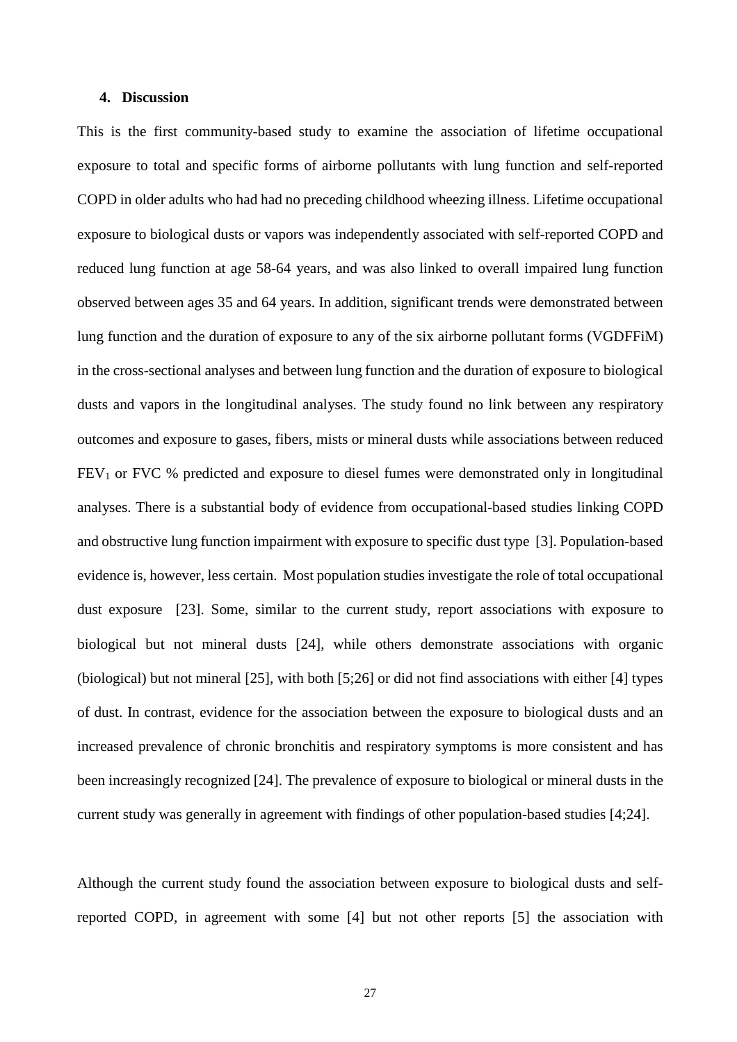## 4. Discussion

This is the first community-based study to examine the association of lifetime occupational exposure to total and specific forms of airborne pollutants with lung function and self-reported COPD in older adults who had had no preceding childhood wheezing illness. Lifetime occupational exposure to biological dusts or vapors was independently associated with self-reported COPD and reduced lung function at age 58-64 years, and was also linked to overall impaired lung function observed between ages 35 and 64 years. In addition, significant trends were demonstrated between lung function and the duration of exposure to any of the six airborne pollutant forms (VGDFFiM) in the cross-sectional analyses and between lung function and the duration of exposure to biological dusts and vapors in the longitudinal analyses. The study found no link between any respiratory outcomes and exposure to gases, fibers, mists or mineral dusts while associations between reduced $FEV_1$ or FVC % predicted and exposure to diesel fumes were demonstrated only in longitudinal analyses. There is a substantial body of evidence from occupational-based studies linking COPD and obstructive lung function impairment with exposure to specific dust type [3]. Population-based evidence is, however, less certain. Most population studies investigate the role of total occupational dust exposure [23]. Some, similar to the current study, report associations with exposure to biological but not mineral dusts [24], while others demonstrate associations with organic (biological) but not mineral [25], with both [5;26] or did not find associations with either [4] types of dust. In contrast, evidence for the association between the exposure to biological dusts and an increased prevalence of chronic bronchitis and respiratory symptoms is more consistent and has been increasingly recognized [24]. The prevalence of exposure to biological or mineral dusts in the current study was generally in agreement with findings of other population-based studies [4;24].

Although the current study found the association between exposure to biological dusts and self-reported COPD, in agreement with some [4] but not other reports [5] the association with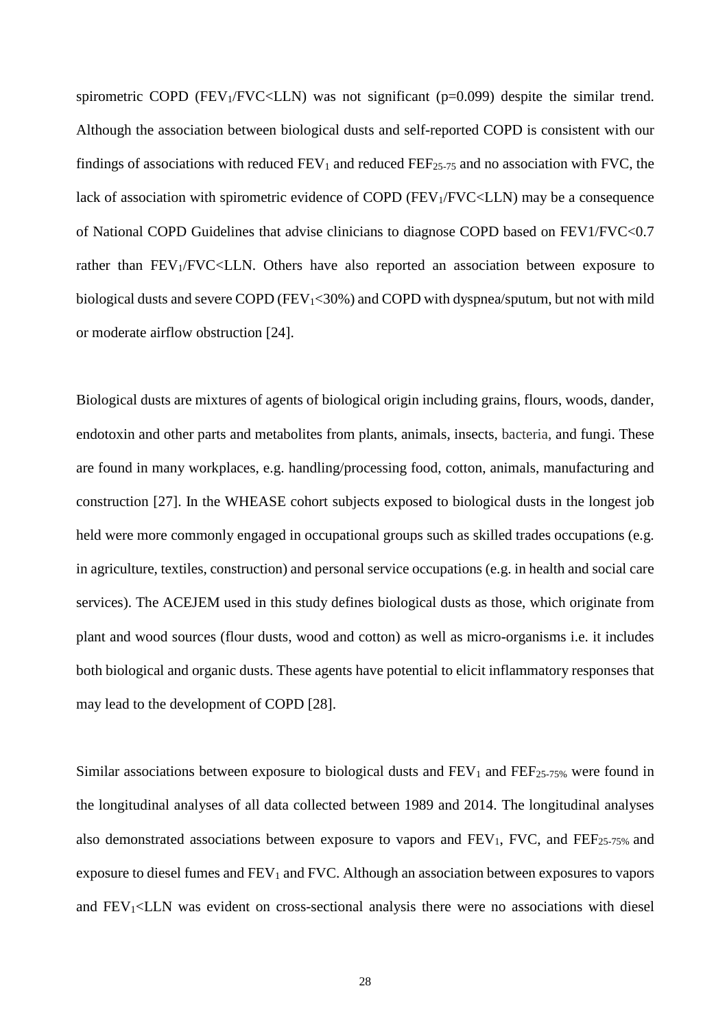spirometric COPD ($FEV_1/FVC<LLN$) was not significant ($p=0.099$) despite the similar trend. Although the association between biological dusts and self-reported COPD is consistent with our findings of associations with reduced $FEV_1$ and reduced $FEF_{25\text{-}75}$ and no association with FVC, the lack of association with spirometric evidence of COPD ($FEV_1/FVC<LLN$) may be a consequence of National COPD Guidelines that advise clinicians to diagnose COPD based on FEV1/FVC<0.7 rather than $FEV_1/FVC<LLN$. Others have also reported an association between exposure to biological dusts and severe COPD ($FEV_1<30\%$) and COPD with dyspnea/sputum, but not with mild or moderate airflow obstruction [24].

Biological dusts are mixtures of agents of biological origin including grains, flours, woods, dander, endotoxin and other parts and metabolites from plants, animals, insects, bacteria, and fungi. These are found in many workplaces, e.g. handling/processing food, cotton, animals, manufacturing and construction [27]. In the WHEASE cohort subjects exposed to biological dusts in the longest job held were more commonly engaged in occupational groups such as skilled trades occupations (e.g. in agriculture, textiles, construction) and personal service occupations (e.g. in health and social care services). The ACEJEM used in this study defines biological dusts as those, which originate from plant and wood sources (flour dusts, wood and cotton) as well as micro-organisms i.e. it includes both biological and organic dusts. These agents have potential to elicit inflammatory responses that may lead to the development of COPD [28].

Similar associations between exposure to biological dusts and $FEV_1$ and $FEF_{25\text{-}75\%}$ were found in the longitudinal analyses of all data collected between 1989 and 2014. The longitudinal analyses also demonstrated associations between exposure to vapors and $FEV_1$, FVC, and $FEF_{25\text{-}75\%}$ and exposure to diesel fumes and $FEV_1$ and FVC. Although an association between exposures to vapors and $FEV_1<LLN$ was evident on cross-sectional analysis there were no associations with diesel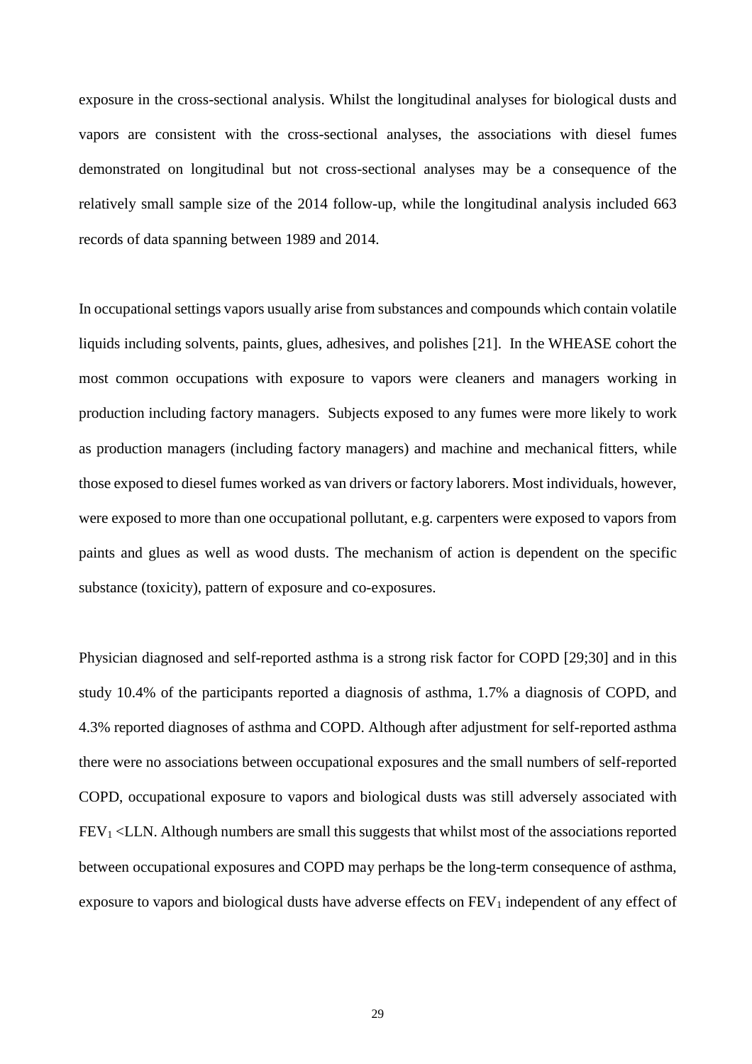exposure in the cross-sectional analysis. Whilst the longitudinal analyses for biological dusts and vapors are consistent with the cross-sectional analyses, the associations with diesel fumes demonstrated on longitudinal but not cross-sectional analyses may be a consequence of the relatively small sample size of the 2014 follow-up, while the longitudinal analysis included 663 records of data spanning between 1989 and 2014.

In occupational settings vapors usually arise from substances and compounds which contain volatile liquids including solvents, paints, glues, adhesives, and polishes [21]. In the WHEASE cohort the most common occupations with exposure to vapors were cleaners and managers working in production including factory managers. Subjects exposed to any fumes were more likely to work as production managers (including factory managers) and machine and mechanical fitters, while those exposed to diesel fumes worked as van drivers or factory laborers. Most individuals, however, were exposed to more than one occupational pollutant, e.g. carpenters were exposed to vapors from paints and glues as well as wood dusts. The mechanism of action is dependent on the specific substance (toxicity), pattern of exposure and co-exposures.

Physician diagnosed and self-reported asthma is a strong risk factor for COPD [29;30] and in this study 10.4% of the participants reported a diagnosis of asthma, 1.7% a diagnosis of COPD, and 4.3% reported diagnoses of asthma and COPD. Although after adjustment for self-reported asthma there were no associations between occupational exposures and the small numbers of self-reported COPD, occupational exposure to vapors and biological dusts was still adversely associated with $FEV_1$ <LLN. Although numbers are small this suggests that whilst most of the associations reported between occupational exposures and COPD may perhaps be the long-term consequence of asthma, exposure to vapors and biological dusts have adverse effects on $FEV_1$ independent of any effect of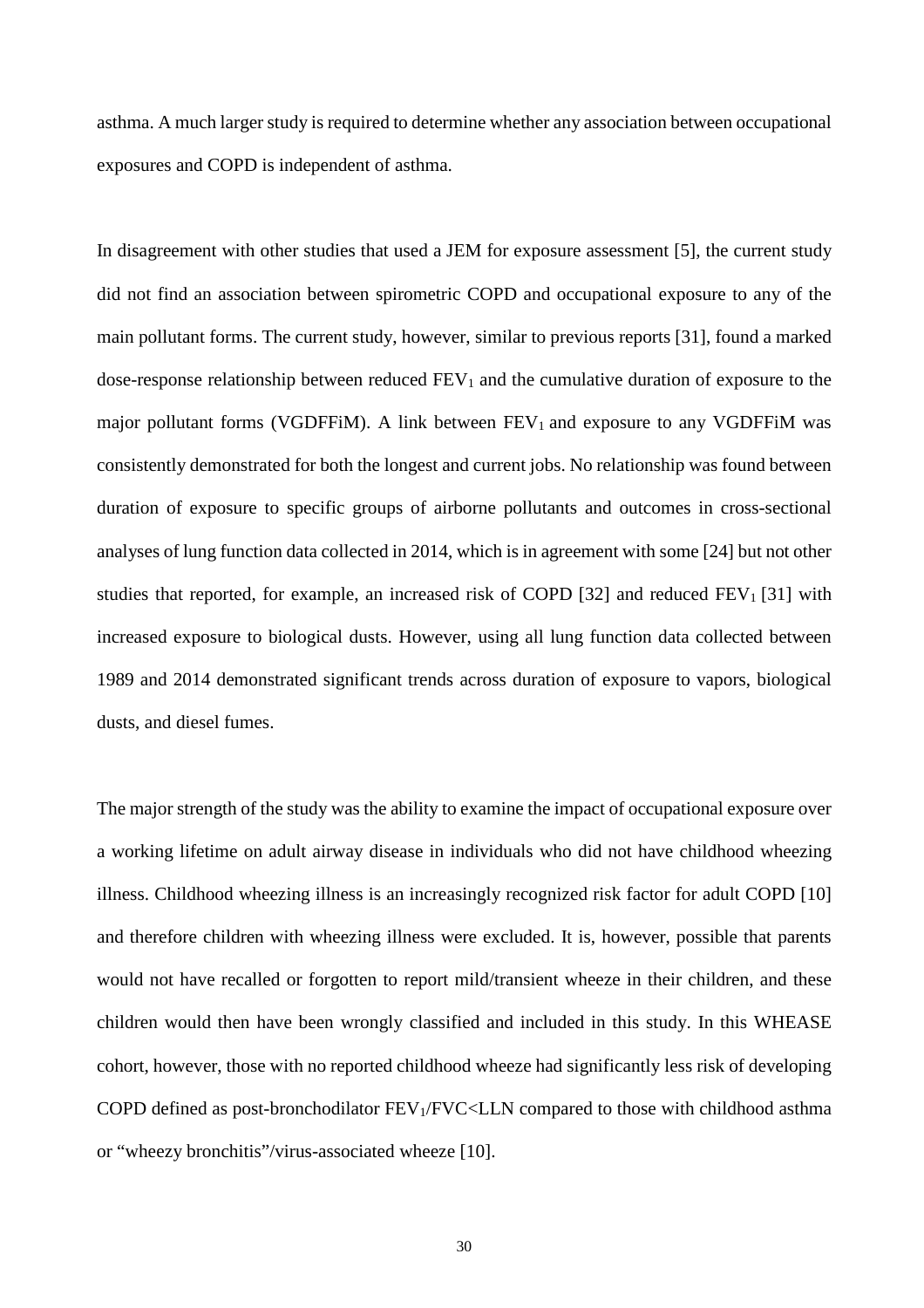asthma. A much larger study is required to determine whether any association between occupational exposures and COPD is independent of asthma.

In disagreement with other studies that used a JEM for exposure assessment [5], the current study did not find an association between spirometric COPD and occupational exposure to any of the main pollutant forms. The current study, however, similar to previous reports [31], found a marked dose-response relationship between reduced $FEV_1$ and the cumulative duration of exposure to the major pollutant forms (VGDFFiM). A link between $FEV_1$ and exposure to any VGDFFiM was consistently demonstrated for both the longest and current jobs. No relationship was found between duration of exposure to specific groups of airborne pollutants and outcomes in cross-sectional analyses of lung function data collected in 2014, which is in agreement with some [24] but not other studies that reported, for example, an increased risk of COPD [32] and reduced $FEV_1$ [31] with increased exposure to biological dusts. However, using all lung function data collected between 1989 and 2014 demonstrated significant trends across duration of exposure to vapors, biological dusts, and diesel fumes.

The major strength of the study was the ability to examine the impact of occupational exposure over a working lifetime on adult airway disease in individuals who did not have childhood wheezing illness. Childhood wheezing illness is an increasingly recognized risk factor for adult COPD [10] and therefore children with wheezing illness were excluded. It is, however, possible that parents would not have recalled or forgotten to report mild/transient wheeze in their children, and these children would then have been wrongly classified and included in this study. In this WHEASE cohort, however, those with no reported childhood wheeze had significantly less risk of developing COPD defined as post-bronchodilator $FEV_1/FVC<LLN$ compared to those with childhood asthma or "wheezy bronchitis"/virus-associated wheeze [10].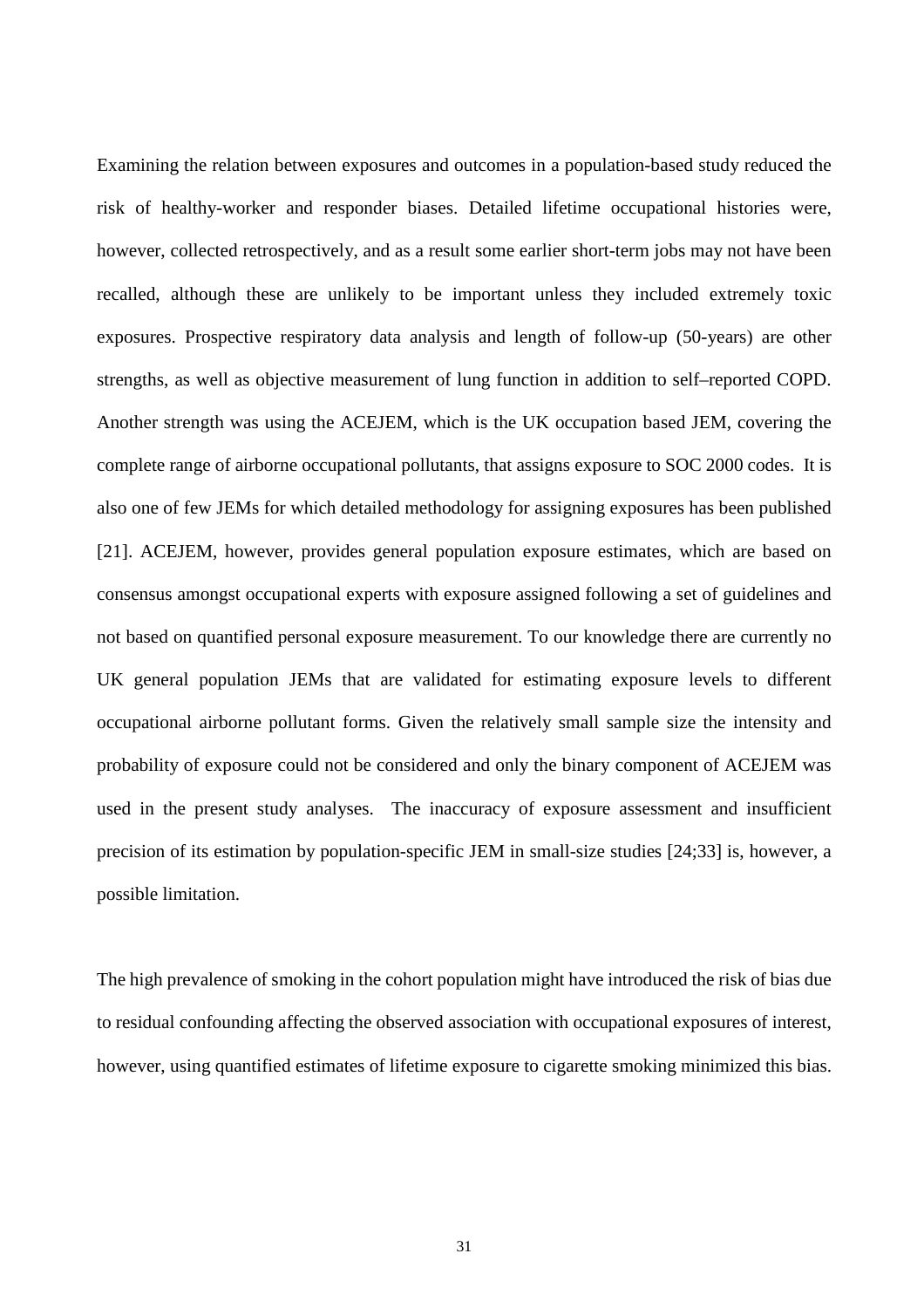Examining the relation between exposures and outcomes in a population-based study reduced the risk of healthy-worker and responder biases. Detailed lifetime occupational histories were, however, collected retrospectively, and as a result some earlier short-term jobs may not have been recalled, although these are unlikely to be important unless they included extremely toxic exposures. Prospective respiratory data analysis and length of follow-up (50-years) are other strengths, as well as objective measurement of lung function in addition to self–reported COPD. Another strength was using the ACEJEM, which is the UK occupation based JEM, covering the complete range of airborne occupational pollutants, that assigns exposure to SOC 2000 codes. It is also one of few JEMs for which detailed methodology for assigning exposures has been published [21]. ACEJEM, however, provides general population exposure estimates, which are based on consensus amongst occupational experts with exposure assigned following a set of guidelines and not based on quantified personal exposure measurement. To our knowledge there are currently no UK general population JEMs that are validated for estimating exposure levels to different occupational airborne pollutant forms. Given the relatively small sample size the intensity and probability of exposure could not be considered and only the binary component of ACEJEM was used in the present study analyses. The inaccuracy of exposure assessment and insufficient precision of its estimation by population-specific JEM in small-size studies [24;33] is, however, a possible limitation.

The high prevalence of smoking in the cohort population might have introduced the risk of bias due to residual confounding affecting the observed association with occupational exposures of interest, however, using quantified estimates of lifetime exposure to cigarette smoking minimized this bias.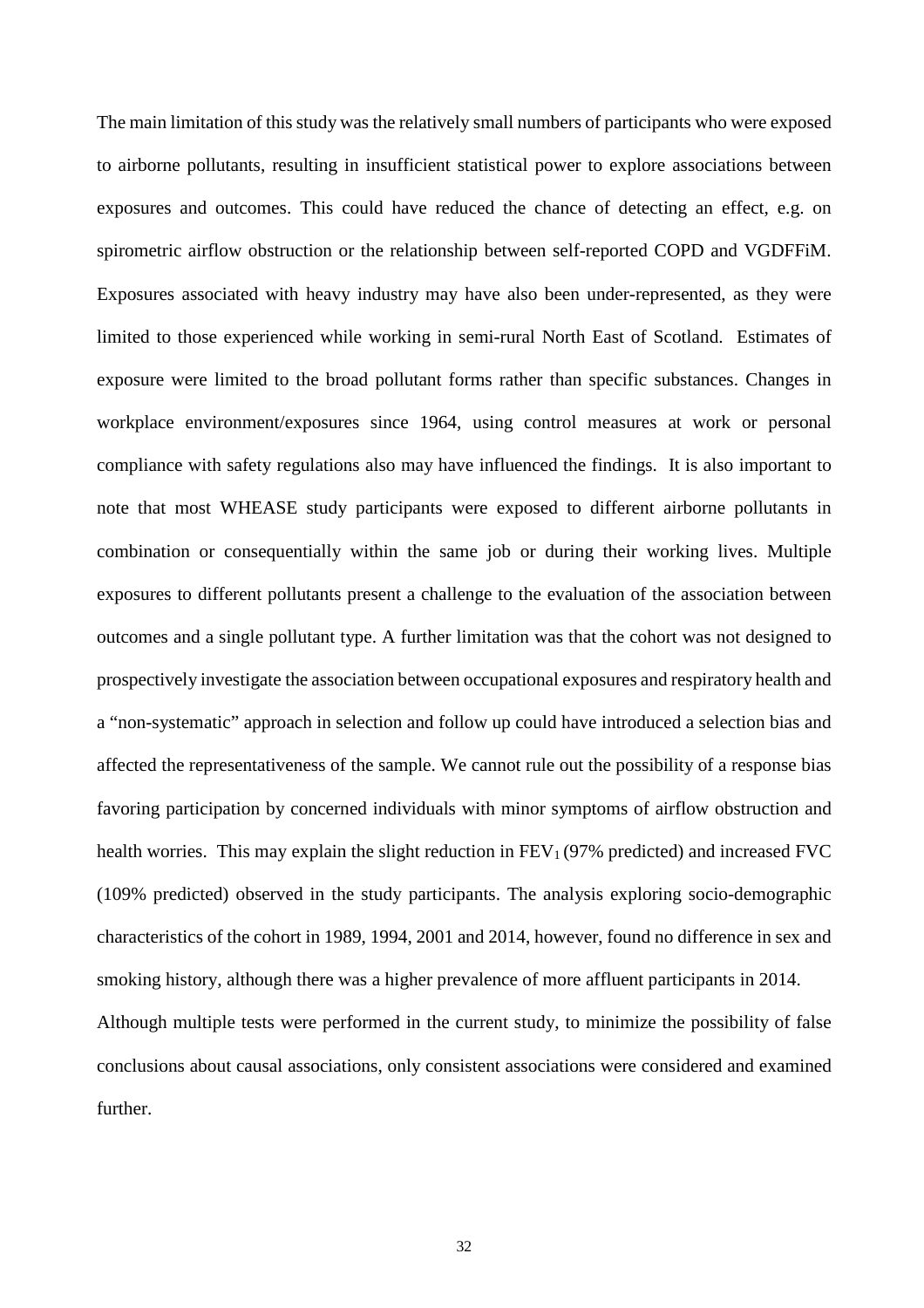The main limitation of this study was the relatively small numbers of participants who were exposed to airborne pollutants, resulting in insufficient statistical power to explore associations between exposures and outcomes. This could have reduced the chance of detecting an effect, e.g. on spirometric airflow obstruction or the relationship between self-reported COPD and VGDFFiM. Exposures associated with heavy industry may have also been under-represented, as they were limited to those experienced while working in semi-rural North East of Scotland. Estimates of exposure were limited to the broad pollutant forms rather than specific substances. Changes in workplace environment/exposures since 1964, using control measures at work or personal compliance with safety regulations also may have influenced the findings. It is also important to note that most WHEASE study participants were exposed to different airborne pollutants in combination or consequentially within the same job or during their working lives. Multiple exposures to different pollutants present a challenge to the evaluation of the association between outcomes and a single pollutant type. A further limitation was that the cohort was not designed to prospectively investigate the association between occupational exposures and respiratory health and a "non-systematic" approach in selection and follow up could have introduced a selection bias and affected the representativeness of the sample. We cannot rule out the possibility of a response bias favoring participation by concerned individuals with minor symptoms of airflow obstruction and health worries. This may explain the slight reduction in $FEV_1$ (97% predicted) and increased FVC (109% predicted) observed in the study participants. The analysis exploring socio-demographic characteristics of the cohort in 1989, 1994, 2001 and 2014, however, found no difference in sex and smoking history, although there was a higher prevalence of more affluent participants in 2014.

Although multiple tests were performed in the current study, to minimize the possibility of false conclusions about causal associations, only consistent associations were considered and examined further.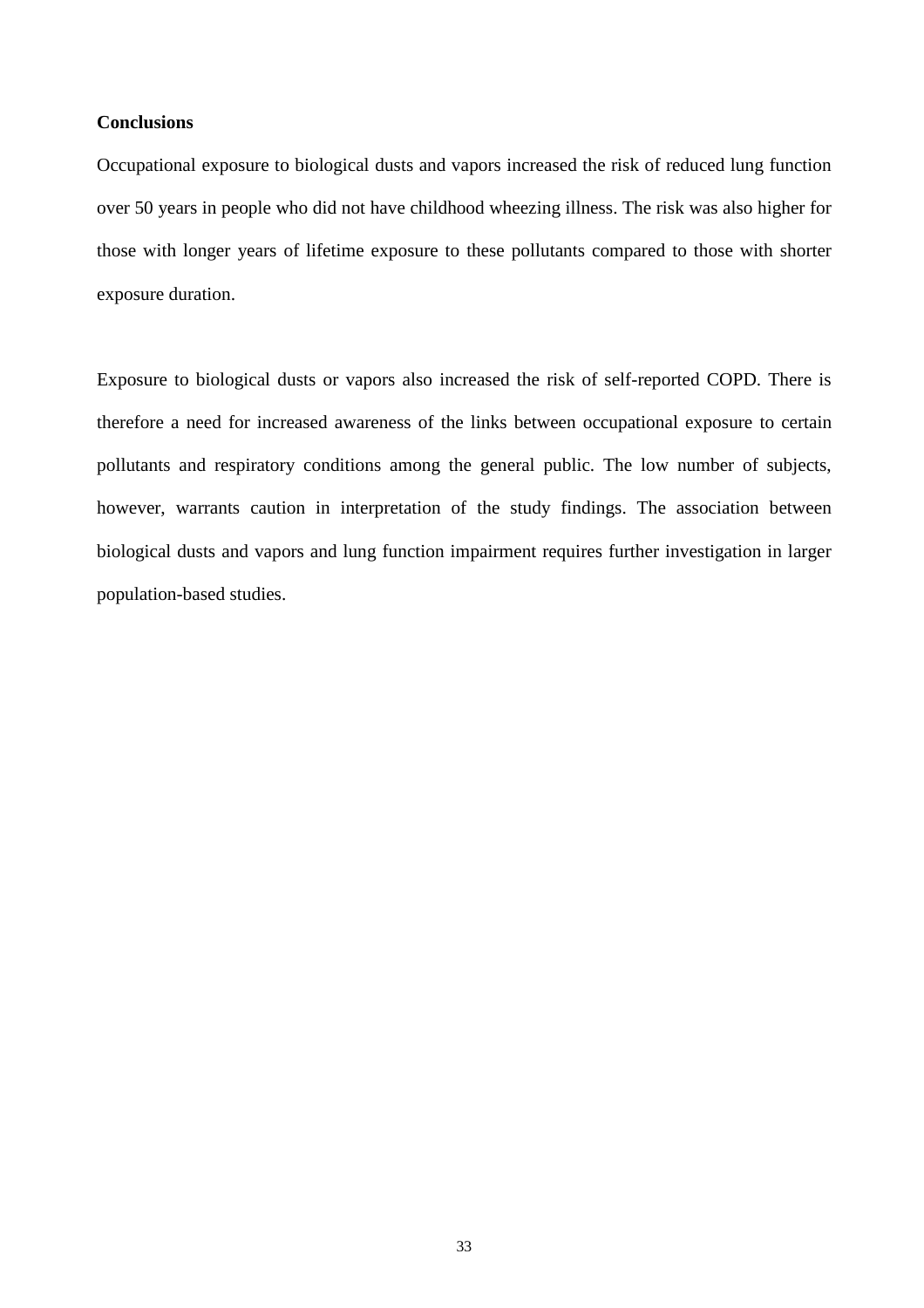**Conclusions**

Occupational exposure to biological dusts and vapors increased the risk of reduced lung function over 50 years in people who did not have childhood wheezing illness. The risk was also higher for those with longer years of lifetime exposure to these pollutants compared to those with shorter exposure duration.

Exposure to biological dusts or vapors also increased the risk of self-reported COPD. There is therefore a need for increased awareness of the links between occupational exposure to certain pollutants and respiratory conditions among the general public. The low number of subjects, however, warrants caution in interpretation of the study findings. The association between biological dusts and vapors and lung function impairment requires further investigation in larger population-based studies.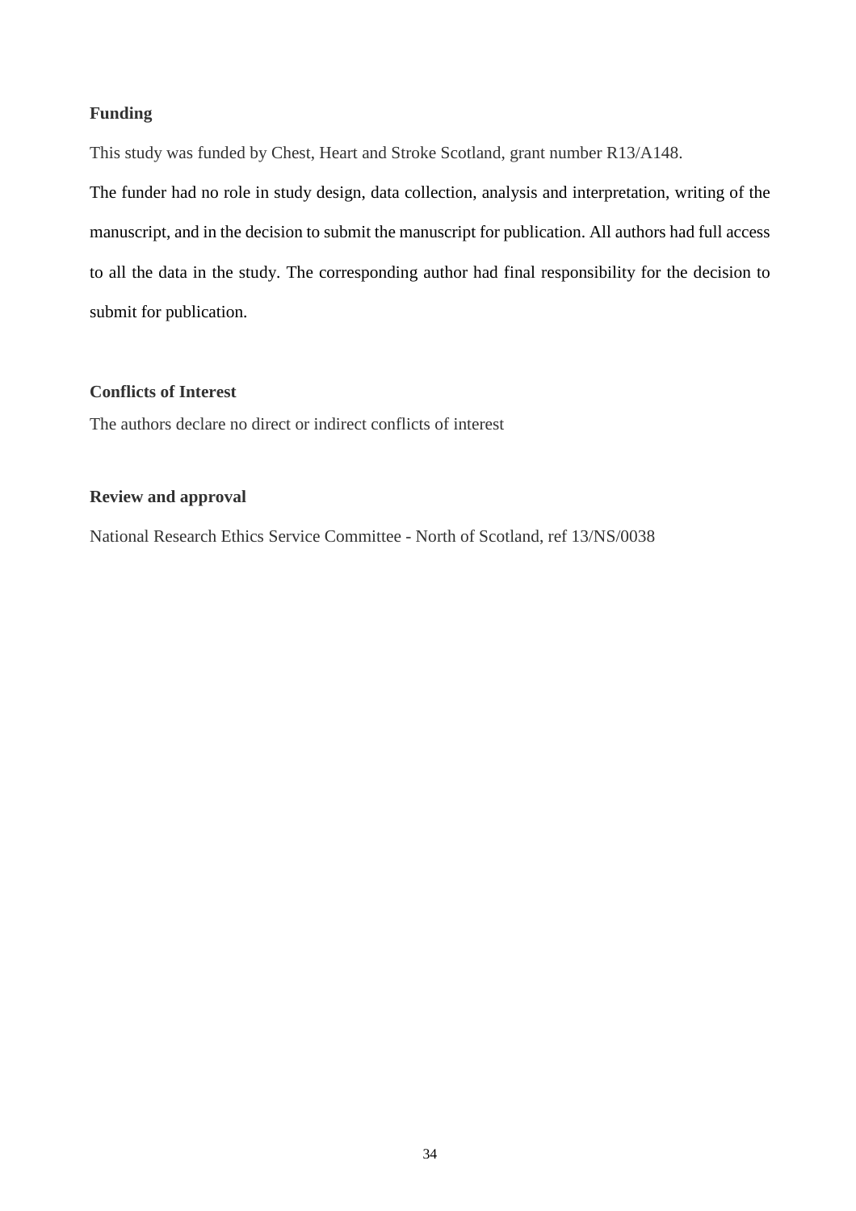## Funding

This study was funded by Chest, Heart and Stroke Scotland, grant number R13/A148.

The funder had no role in study design, data collection, analysis and interpretation, writing of the manuscript, and in the decision to submit the manuscript for publication. All authors had full access to all the data in the study. The corresponding author had final responsibility for the decision to submit for publication.

## Conflicts of Interest

The authors declare no direct or indirect conflicts of interest

## Review and approval

National Research Ethics Service Committee - North of Scotland, ref 13/NS/0038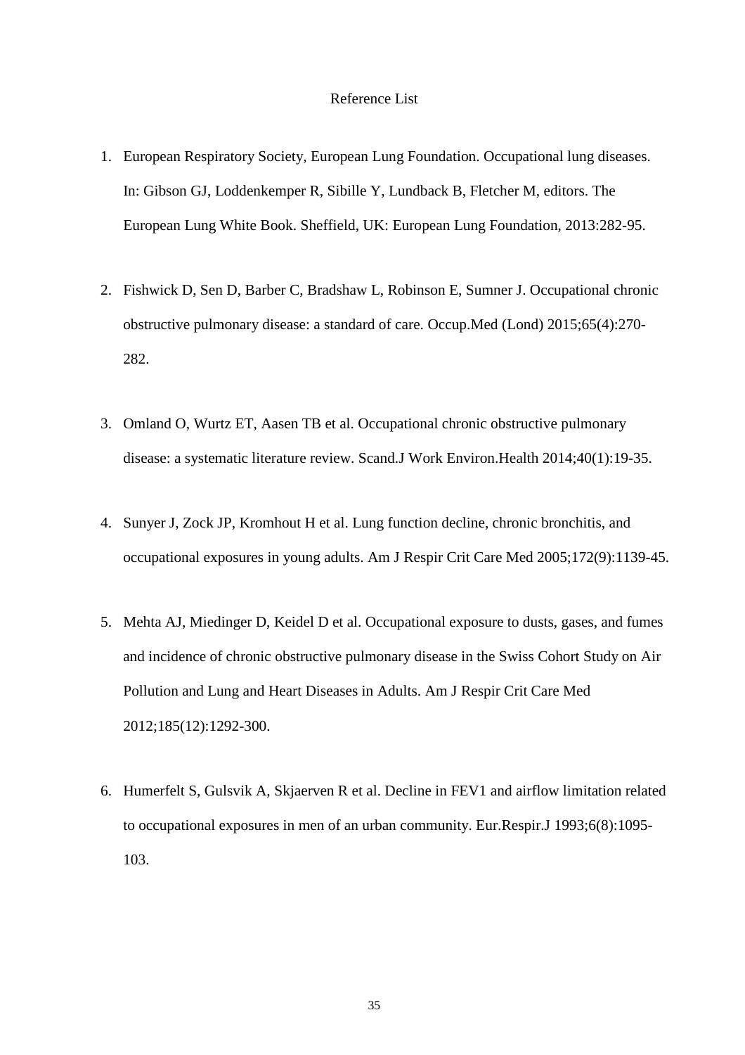# Reference List

1. European Respiratory Society, European Lung Foundation. Occupational lung diseases. In: Gibson GJ, Loddenkemper R, Sibille Y, Lundback B, Fletcher M, editors. The European Lung White Book. Sheffield, UK: European Lung Foundation, 2013:282-95.

2. Fishwick D, Sen D, Barber C, Bradshaw L, Robinson E, Sumner J. Occupational chronic obstructive pulmonary disease: a standard of care. Occup.Med (Lond) 2015;65(4):270-282.

3. Omland O, Wurtz ET, Aasen TB et al. Occupational chronic obstructive pulmonary disease: a systematic literature review. Scand.J Work Environ.Health 2014;40(1):19-35.

4. Sunyer J, Zock JP, Kromhout H et al. Lung function decline, chronic bronchitis, and occupational exposures in young adults. Am J Respir Crit Care Med 2005;172(9):1139-45.

5. Mehta AJ, Miedinger D, Keidel D et al. Occupational exposure to dusts, gases, and fumes and incidence of chronic obstructive pulmonary disease in the Swiss Cohort Study on Air Pollution and Lung and Heart Diseases in Adults. Am J Respir Crit Care Med 2012;185(12):1292-300.

6. Humerfelt S, Gulsvik A, Skjaerven R et al. Decline in FEV1 and airflow limitation related to occupational exposures in men of an urban community. Eur.Respir.J 1993;6(8):1095-103.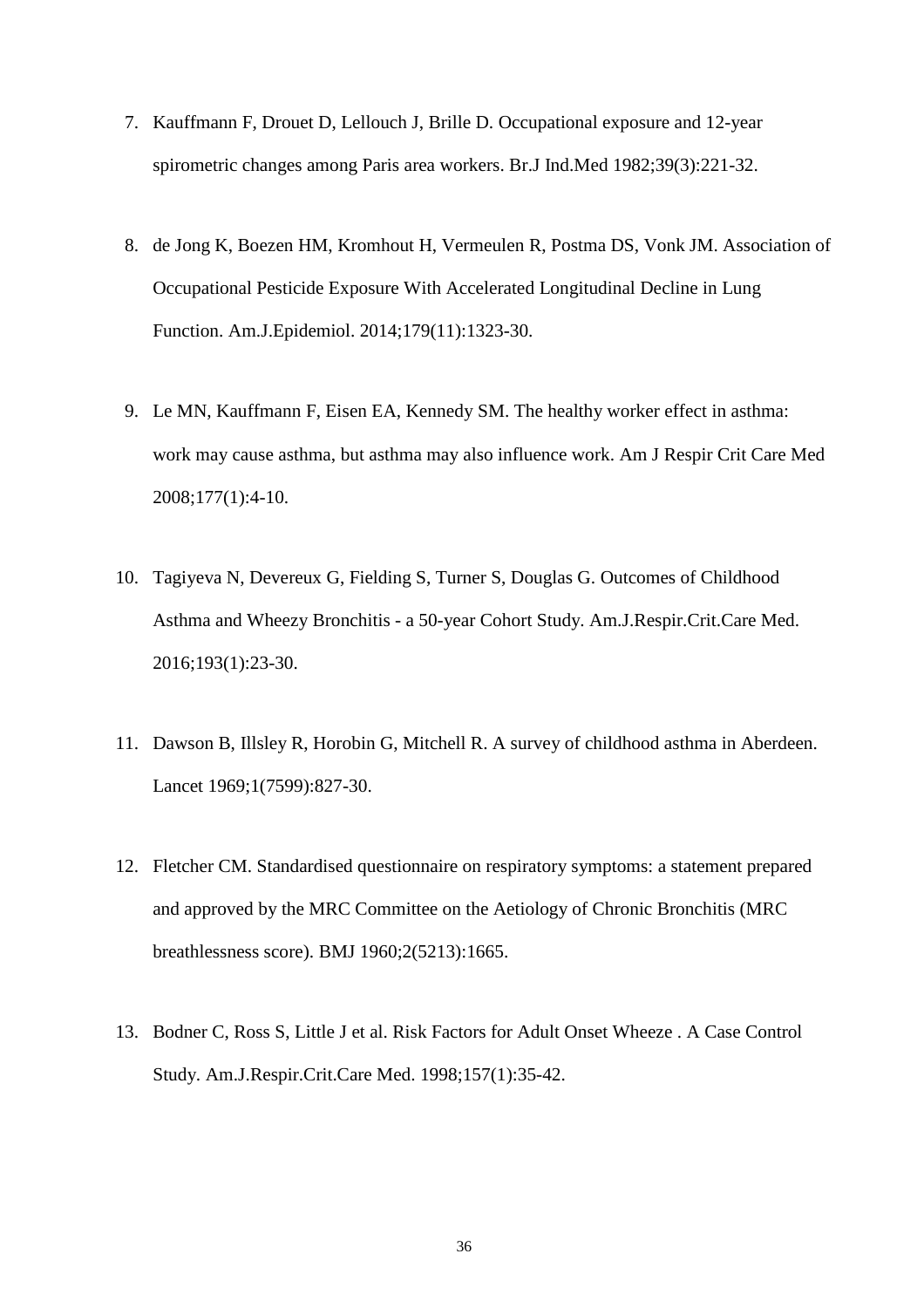7. Kauffmann F, Drouet D, Lellouch J, Brille D. Occupational exposure and 12-year spirometric changes among Paris area workers. Br.J Ind.Med 1982;39(3):221-32.

8. de Jong K, Boezen HM, Kromhout H, Vermeulen R, Postma DS, Vonk JM. Association of Occupational Pesticide Exposure With Accelerated Longitudinal Decline in Lung Function. Am.J.Epidemiol. 2014;179(11):1323-30.

9. Le MN, Kauffmann F, Eisen EA, Kennedy SM. The healthy worker effect in asthma: work may cause asthma, but asthma may also influence work. Am J Respir Crit Care Med 2008;177(1):4-10.

10. Tagiyeva N, Devereux G, Fielding S, Turner S, Douglas G. Outcomes of Childhood Asthma and Wheezy Bronchitis - a 50-year Cohort Study. Am.J.Respir.Crit.Care Med. 2016;193(1):23-30.

11. Dawson B, Illsley R, Horobin G, Mitchell R. A survey of childhood asthma in Aberdeen. Lancet 1969;1(7599):827-30.

12. Fletcher CM. Standardised questionnaire on respiratory symptoms: a statement prepared and approved by the MRC Committee on the Aetiology of Chronic Bronchitis (MRC breathlessness score). BMJ 1960;2(5213):1665.

13. Bodner C, Ross S, Little J et al. Risk Factors for Adult Onset Wheeze . A Case Control Study. Am.J.Respir.Crit.Care Med. 1998;157(1):35-42.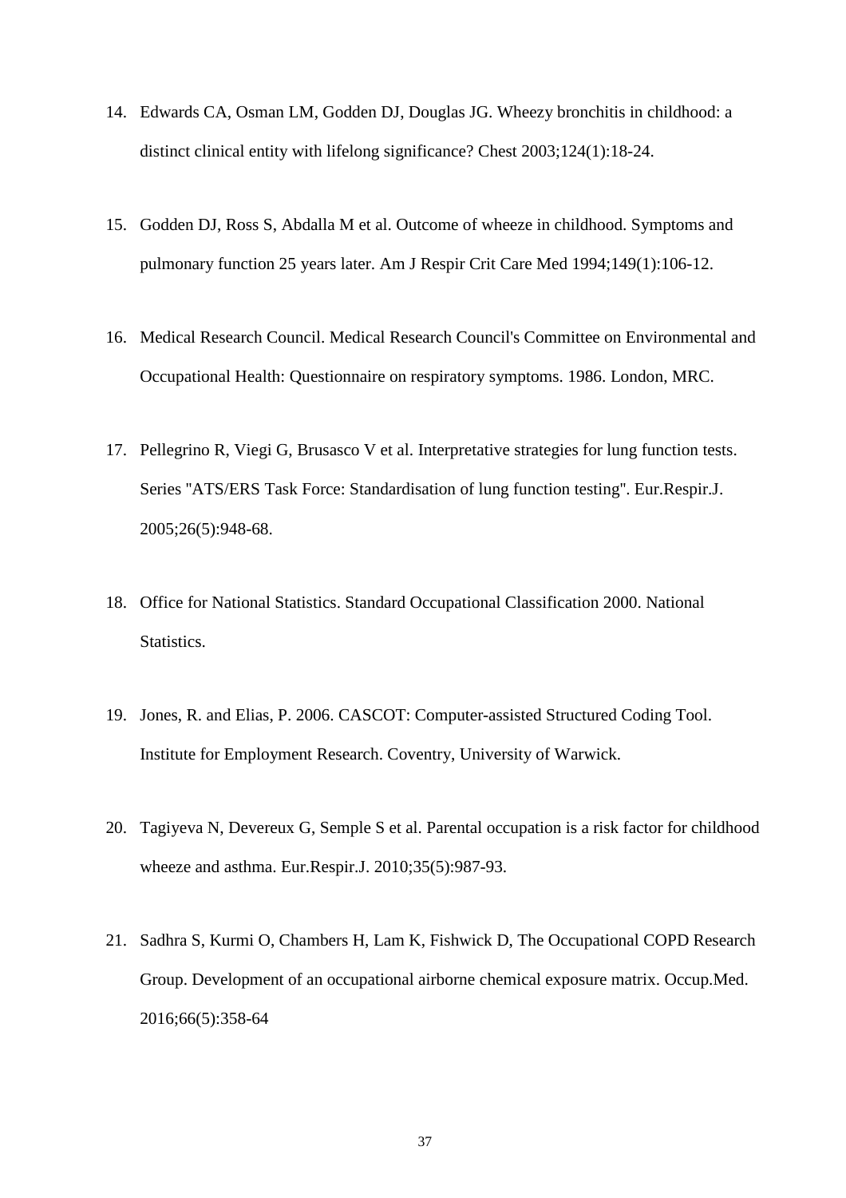14. Edwards CA, Osman LM, Godden DJ, Douglas JG. Wheezy bronchitis in childhood: a distinct clinical entity with lifelong significance? Chest 2003;124(1):18-24.

15. Godden DJ, Ross S, Abdalla M et al. Outcome of wheeze in childhood. Symptoms and pulmonary function 25 years later. Am J Respir Crit Care Med 1994;149(1):106-12.

16. Medical Research Council. Medical Research Council's Committee on Environmental and Occupational Health: Questionnaire on respiratory symptoms. 1986. London, MRC.

17. Pellegrino R, Viegi G, Brusasco V et al. Interpretative strategies for lung function tests. Series "ATS/ERS Task Force: Standardisation of lung function testing". Eur.Respir.J. 2005;26(5):948-68.

18. Office for National Statistics. Standard Occupational Classification 2000. National Statistics.

19. Jones, R. and Elias, P. 2006. CASCOT: Computer-assisted Structured Coding Tool. Institute for Employment Research. Coventry, University of Warwick.

20. Tagiyeva N, Devereux G, Semple S et al. Parental occupation is a risk factor for childhood wheeze and asthma. Eur.Respir.J. 2010;35(5):987-93.

21. Sadhra S, Kurmi O, Chambers H, Lam K, Fishwick D, The Occupational COPD Research Group. Development of an occupational airborne chemical exposure matrix. Occup.Med. 2016;66(5):358-64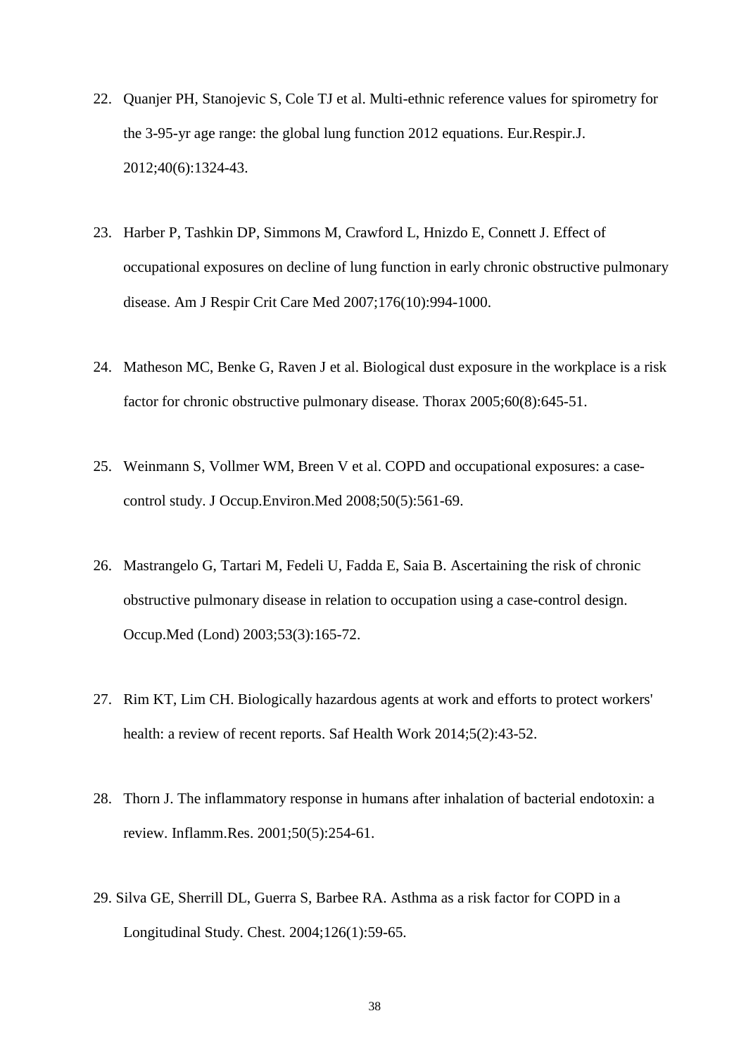22. Quanjer PH, Stanojevic S, Cole TJ et al. Multi-ethnic reference values for spirometry for the 3-95-yr age range: the global lung function 2012 equations. Eur.Respir.J. 2012;40(6):1324-43.

23. Harber P, Tashkin DP, Simmons M, Crawford L, Hnizdo E, Connett J. Effect of occupational exposures on decline of lung function in early chronic obstructive pulmonary disease. Am J Respir Crit Care Med 2007;176(10):994-1000.

24. Matheson MC, Benke G, Raven J et al. Biological dust exposure in the workplace is a risk factor for chronic obstructive pulmonary disease. Thorax 2005;60(8):645-51.

25. Weinmann S, Vollmer WM, Breen V et al. COPD and occupational exposures: a case-control study. J Occup.Environ.Med 2008;50(5):561-69.

26. Mastrangelo G, Tartari M, Fedeli U, Fadda E, Saia B. Ascertaining the risk of chronic obstructive pulmonary disease in relation to occupation using a case-control design. Occup.Med (Lond) 2003;53(3):165-72.

27. Rim KT, Lim CH. Biologically hazardous agents at work and efforts to protect workers' health: a review of recent reports. Saf Health Work 2014;5(2):43-52.

28. Thorn J. The inflammatory response in humans after inhalation of bacterial endotoxin: a review. Inflamm.Res. 2001;50(5):254-61.

29. Silva GE, Sherrill DL, Guerra S, Barbee RA. Asthma as a risk factor for COPD in a Longitudinal Study. Chest. 2004;126(1):59-65.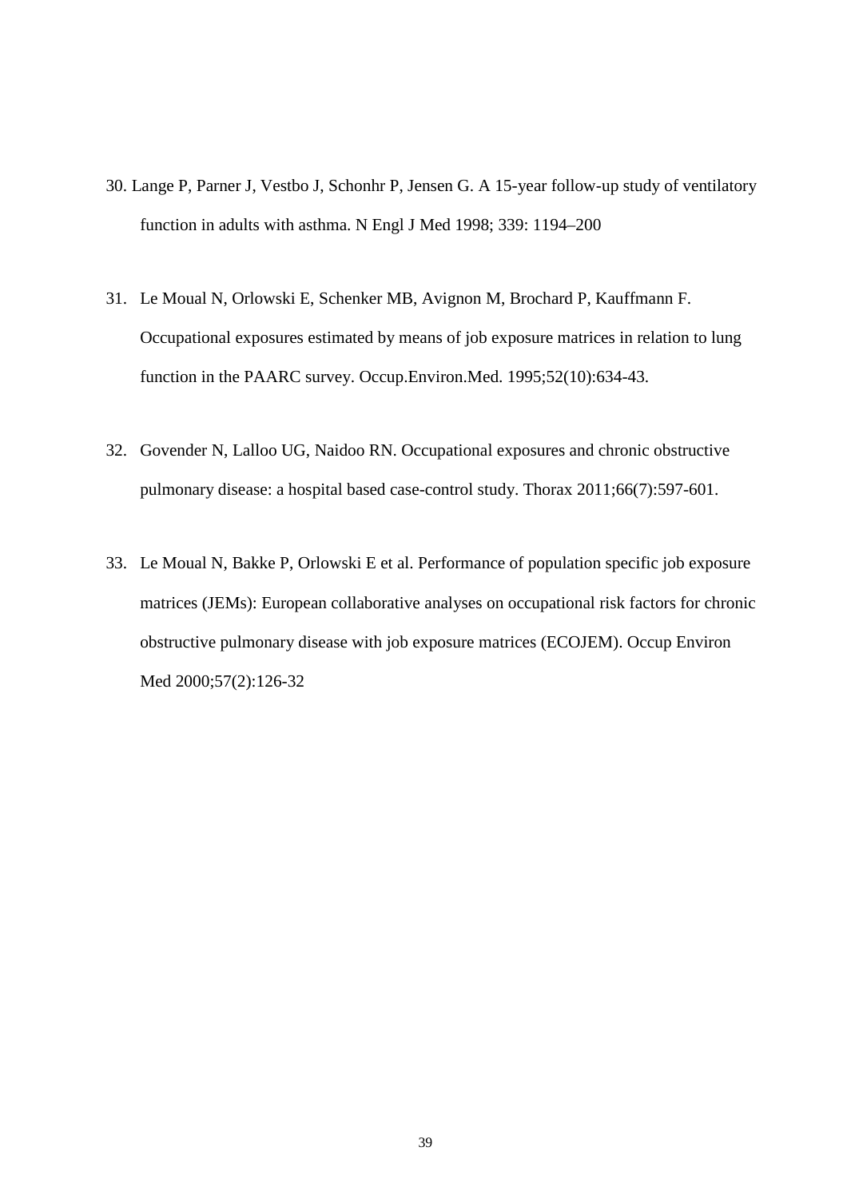30. Lange P, Parner J, Vestbo J, Schonhr P, Jensen G. A 15-year follow-up study of ventilatory function in adults with asthma. N Engl J Med 1998; 339: 1194–200

31. Le Moual N, Orlowski E, Schenker MB, Avignon M, Brochard P, Kauffmann F. Occupational exposures estimated by means of job exposure matrices in relation to lung function in the PAARC survey. Occup.Environ.Med. 1995;52(10):634-43.

32. Govender N, Lalloo UG, Naidoo RN. Occupational exposures and chronic obstructive pulmonary disease: a hospital based case-control study. Thorax 2011;66(7):597-601.

33. Le Moual N, Bakke P, Orlowski E et al. Performance of population specific job exposure matrices (JEMs): European collaborative analyses on occupational risk factors for chronic obstructive pulmonary disease with job exposure matrices (ECOJEM). Occup Environ Med 2000;57(2):126-32